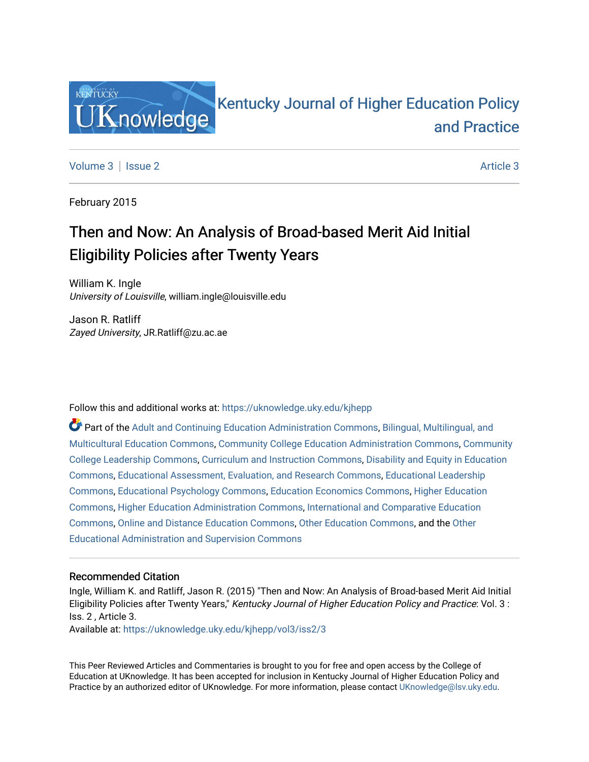Kentucky Journal of Higher Education Policy and Practice

Volume 3 | Issue 2 | Article 3

February 2015

# Then and Now: An Analysis of Broad-based Merit Aid Initial Eligibility Policies after Twenty Years

William K. Ingle
*University of Louisville*, william.ingle@louisville.edu

Jason R. Ratliff
*Zayed University*, JR.Ratliff@zu.ac.ae

Follow this and additional works at: https://uknowledge.uky.edu/kjhepp

Part of the Adult and Continuing Education Administration Commons, Bilingual, Multilingual, and Multicultural Education Commons, Community College Education Administration Commons, Community College Leadership Commons, Curriculum and Instruction Commons, Disability and Equity in Education Commons, Educational Assessment, Evaluation, and Research Commons, Educational Leadership Commons, Educational Psychology Commons, Education Economics Commons, Higher Education Commons, Higher Education Administration Commons, International and Comparative Education Commons, Online and Distance Education Commons, Other Education Commons, and the Other Educational Administration and Supervision Commons

## Recommended Citation

Ingle, William K. and Ratliff, Jason R. (2015) "Then and Now: An Analysis of Broad-based Merit Aid Initial Eligibility Policies after Twenty Years," *Kentucky Journal of Higher Education Policy and Practice*: Vol. 3 : Iss. 2 , Article 3.
Available at: https://uknowledge.uky.edu/kjhepp/vol3/iss2/3

This Peer Reviewed Articles and Commentaries is brought to you for free and open access by the College of Education at UKnowledge. It has been accepted for inclusion in Kentucky Journal of Higher Education Policy and Practice by an authorized editor of UKnowledge. For more information, please contact UKnowledge@lsv.uky.edu.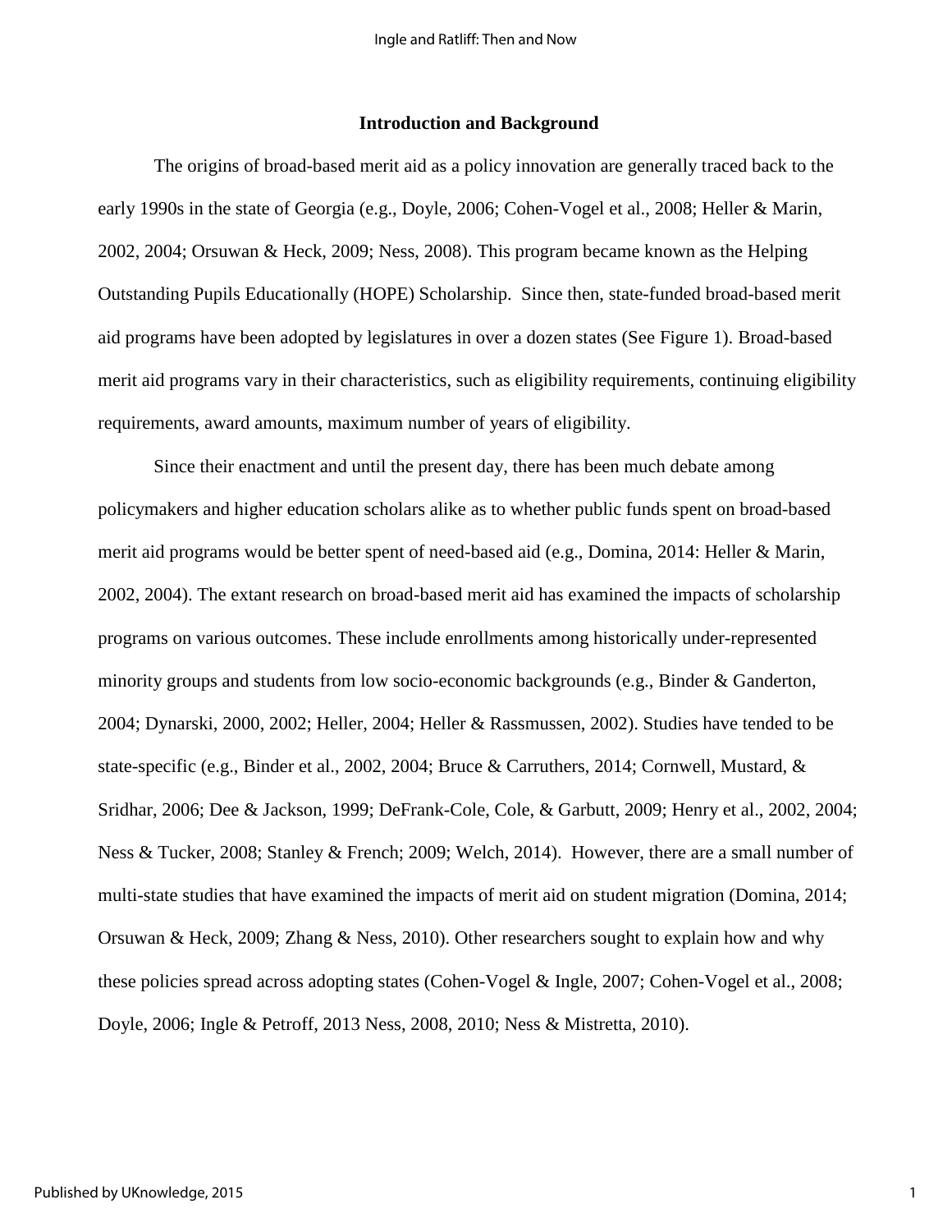## Introduction and Background

The origins of broad-based merit aid as a policy innovation are generally traced back to the early 1990s in the state of Georgia (e.g., Doyle, 2006; Cohen-Vogel et al., 2008; Heller & Marin, 2002, 2004; Orsuwan & Heck, 2009; Ness, 2008). This program became known as the Helping Outstanding Pupils Educationally (HOPE) Scholarship. Since then, state-funded broad-based merit aid programs have been adopted by legislatures in over a dozen states (See Figure 1). Broad-based merit aid programs vary in their characteristics, such as eligibility requirements, continuing eligibility requirements, award amounts, maximum number of years of eligibility.

Since their enactment and until the present day, there has been much debate among policymakers and higher education scholars alike as to whether public funds spent on broad-based merit aid programs would be better spent of need-based aid (e.g., Domina, 2014: Heller & Marin, 2002, 2004). The extant research on broad-based merit aid has examined the impacts of scholarship programs on various outcomes. These include enrollments among historically under-represented minority groups and students from low socio-economic backgrounds (e.g., Binder & Ganderton, 2004; Dynarski, 2000, 2002; Heller, 2004; Heller & Rassmussen, 2002). Studies have tended to be state-specific (e.g., Binder et al., 2002, 2004; Bruce & Carruthers, 2014; Cornwell, Mustard, & Sridhar, 2006; Dee & Jackson, 1999; DeFrank-Cole, Cole, & Garbutt, 2009; Henry et al., 2002, 2004; Ness & Tucker, 2008; Stanley & French; 2009; Welch, 2014). However, there are a small number of multi-state studies that have examined the impacts of merit aid on student migration (Domina, 2014; Orsuwan & Heck, 2009; Zhang & Ness, 2010). Other researchers sought to explain how and why these policies spread across adopting states (Cohen-Vogel & Ingle, 2007; Cohen-Vogel et al., 2008; Doyle, 2006; Ingle & Petroff, 2013 Ness, 2008, 2010; Ness & Mistretta, 2010).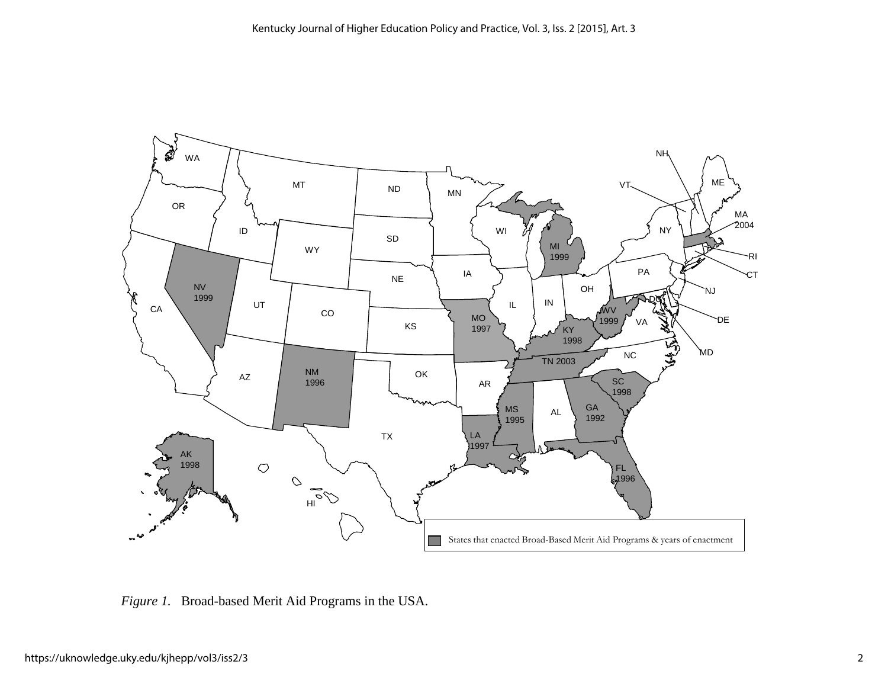*Figure 1.* Broad-based Merit Aid Programs in the USA.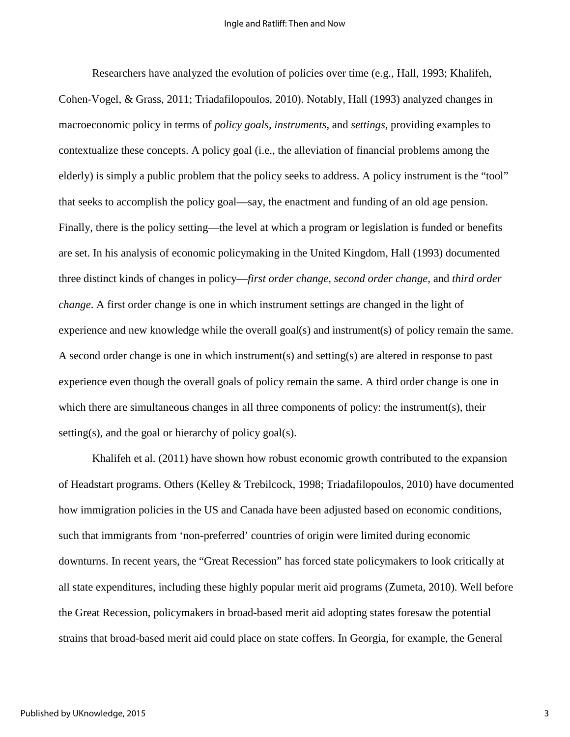Researchers have analyzed the evolution of policies over time (e.g., Hall, 1993; Khalifeh, Cohen-Vogel, & Grass, 2011; Triadafilopoulos, 2010). Notably, Hall (1993) analyzed changes in macroeconomic policy in terms of *policy goals, instruments,* and *settings*, providing examples to contextualize these concepts. A policy goal (i.e., the alleviation of financial problems among the elderly) is simply a public problem that the policy seeks to address. A policy instrument is the "tool" that seeks to accomplish the policy goal—say, the enactment and funding of an old age pension. Finally, there is the policy setting—the level at which a program or legislation is funded or benefits are set. In his analysis of economic policymaking in the United Kingdom, Hall (1993) documented three distinct kinds of changes in policy—*first order change, second order change,* and *third order change*. A first order change is one in which instrument settings are changed in the light of experience and new knowledge while the overall goal(s) and instrument(s) of policy remain the same. A second order change is one in which instrument(s) and setting(s) are altered in response to past experience even though the overall goals of policy remain the same. A third order change is one in which there are simultaneous changes in all three components of policy: the instrument(s), their setting(s), and the goal or hierarchy of policy goal(s).

Khalifeh et al. (2011) have shown how robust economic growth contributed to the expansion of Headstart programs. Others (Kelley & Trebilcock, 1998; Triadafilopoulos, 2010) have documented how immigration policies in the US and Canada have been adjusted based on economic conditions, such that immigrants from 'non-preferred' countries of origin were limited during economic downturns. In recent years, the "Great Recession" has forced state policymakers to look critically at all state expenditures, including these highly popular merit aid programs (Zumeta, 2010). Well before the Great Recession, policymakers in broad-based merit aid adopting states foresaw the potential strains that broad-based merit aid could place on state coffers. In Georgia, for example, the General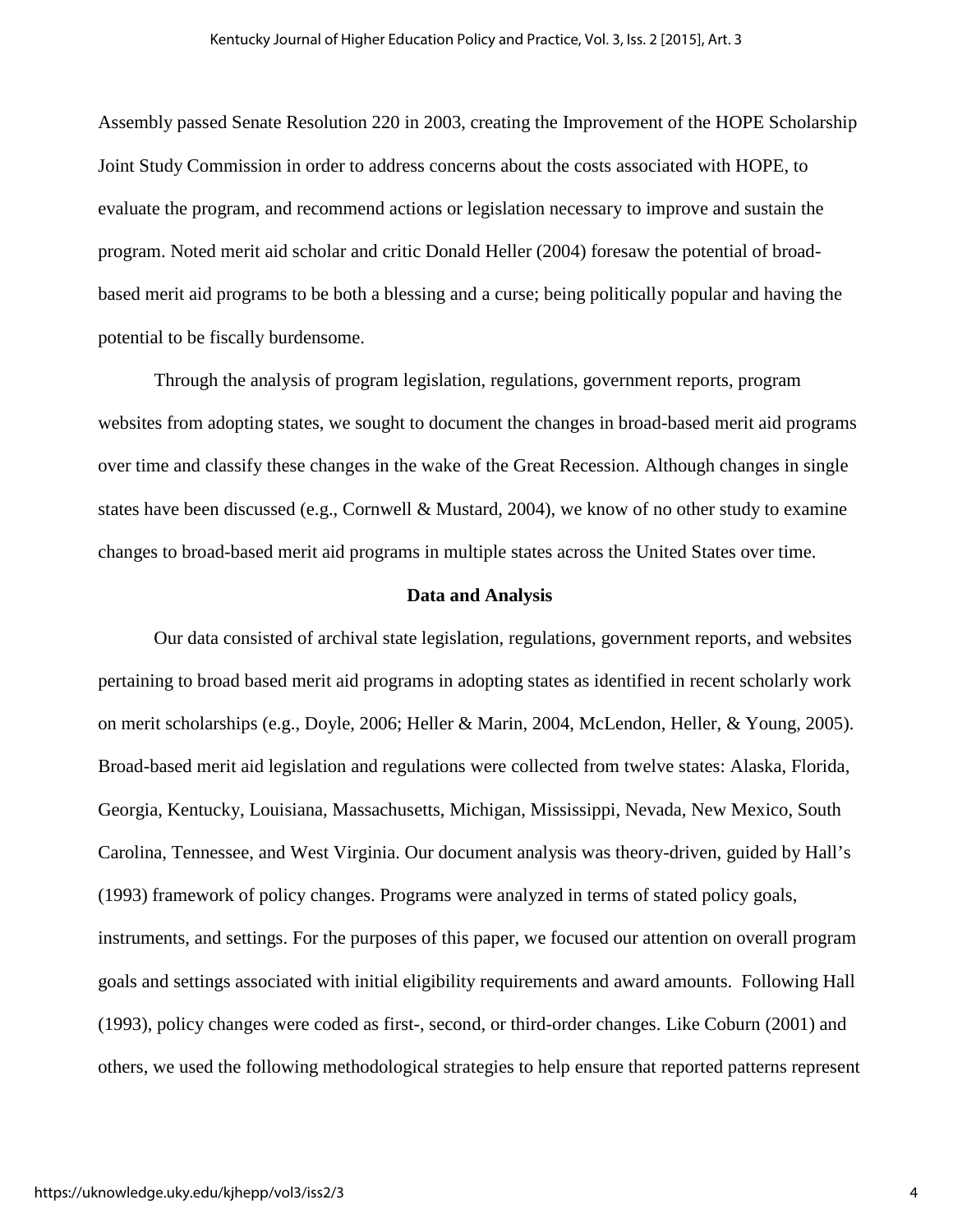Assembly passed Senate Resolution 220 in 2003, creating the Improvement of the HOPE Scholarship Joint Study Commission in order to address concerns about the costs associated with HOPE, to evaluate the program, and recommend actions or legislation necessary to improve and sustain the program. Noted merit aid scholar and critic Donald Heller (2004) foresaw the potential of broad-based merit aid programs to be both a blessing and a curse; being politically popular and having the potential to be fiscally burdensome.

Through the analysis of program legislation, regulations, government reports, program websites from adopting states, we sought to document the changes in broad-based merit aid programs over time and classify these changes in the wake of the Great Recession. Although changes in single states have been discussed (e.g., Cornwell & Mustard, 2004), we know of no other study to examine changes to broad-based merit aid programs in multiple states across the United States over time.

## Data and Analysis

Our data consisted of archival state legislation, regulations, government reports, and websites pertaining to broad based merit aid programs in adopting states as identified in recent scholarly work on merit scholarships (e.g., Doyle, 2006; Heller & Marin, 2004, McLendon, Heller, & Young, 2005). Broad-based merit aid legislation and regulations were collected from twelve states: Alaska, Florida, Georgia, Kentucky, Louisiana, Massachusetts, Michigan, Mississippi, Nevada, New Mexico, South Carolina, Tennessee, and West Virginia. Our document analysis was theory-driven, guided by Hall's (1993) framework of policy changes. Programs were analyzed in terms of stated policy goals, instruments, and settings. For the purposes of this paper, we focused our attention on overall program goals and settings associated with initial eligibility requirements and award amounts. Following Hall (1993), policy changes were coded as first-, second, or third-order changes. Like Coburn (2001) and others, we used the following methodological strategies to help ensure that reported patterns represent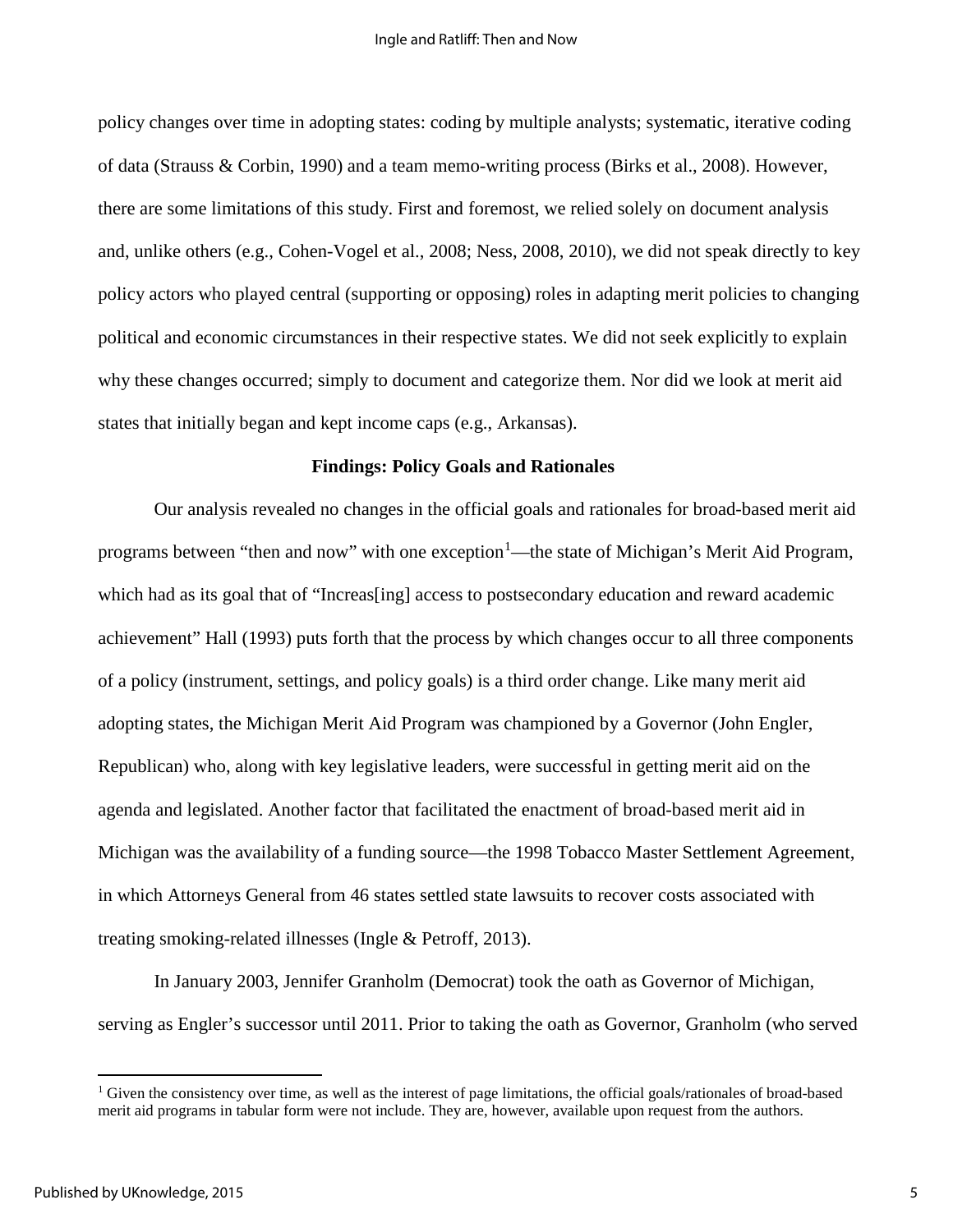policy changes over time in adopting states: coding by multiple analysts; systematic, iterative coding of data (Strauss & Corbin, 1990) and a team memo-writing process (Birks et al., 2008). However, there are some limitations of this study. First and foremost, we relied solely on document analysis and, unlike others (e.g., Cohen-Vogel et al., 2008; Ness, 2008, 2010), we did not speak directly to key policy actors who played central (supporting or opposing) roles in adapting merit policies to changing political and economic circumstances in their respective states. We did not seek explicitly to explain why these changes occurred; simply to document and categorize them. Nor did we look at merit aid states that initially began and kept income caps (e.g., Arkansas).

## Findings: Policy Goals and Rationales

Our analysis revealed no changes in the official goals and rationales for broad-based merit aid programs between "then and now" with one exception[1]—the state of Michigan's Merit Aid Program, which had as its goal that of "Increas[ing] access to postsecondary education and reward academic achievement" Hall (1993) puts forth that the process by which changes occur to all three components of a policy (instrument, settings, and policy goals) is a third order change. Like many merit aid adopting states, the Michigan Merit Aid Program was championed by a Governor (John Engler, Republican) who, along with key legislative leaders, were successful in getting merit aid on the agenda and legislated. Another factor that facilitated the enactment of broad-based merit aid in Michigan was the availability of a funding source—the 1998 Tobacco Master Settlement Agreement, in which Attorneys General from 46 states settled state lawsuits to recover costs associated with treating smoking-related illnesses (Ingle & Petroff, 2013).

In January 2003, Jennifer Granholm (Democrat) took the oath as Governor of Michigan, serving as Engler's successor until 2011. Prior to taking the oath as Governor, Granholm (who served

[1] Given the consistency over time, as well as the interest of page limitations, the official goals/rationales of broad-based merit aid programs in tabular form were not include. They are, however, available upon request from the authors.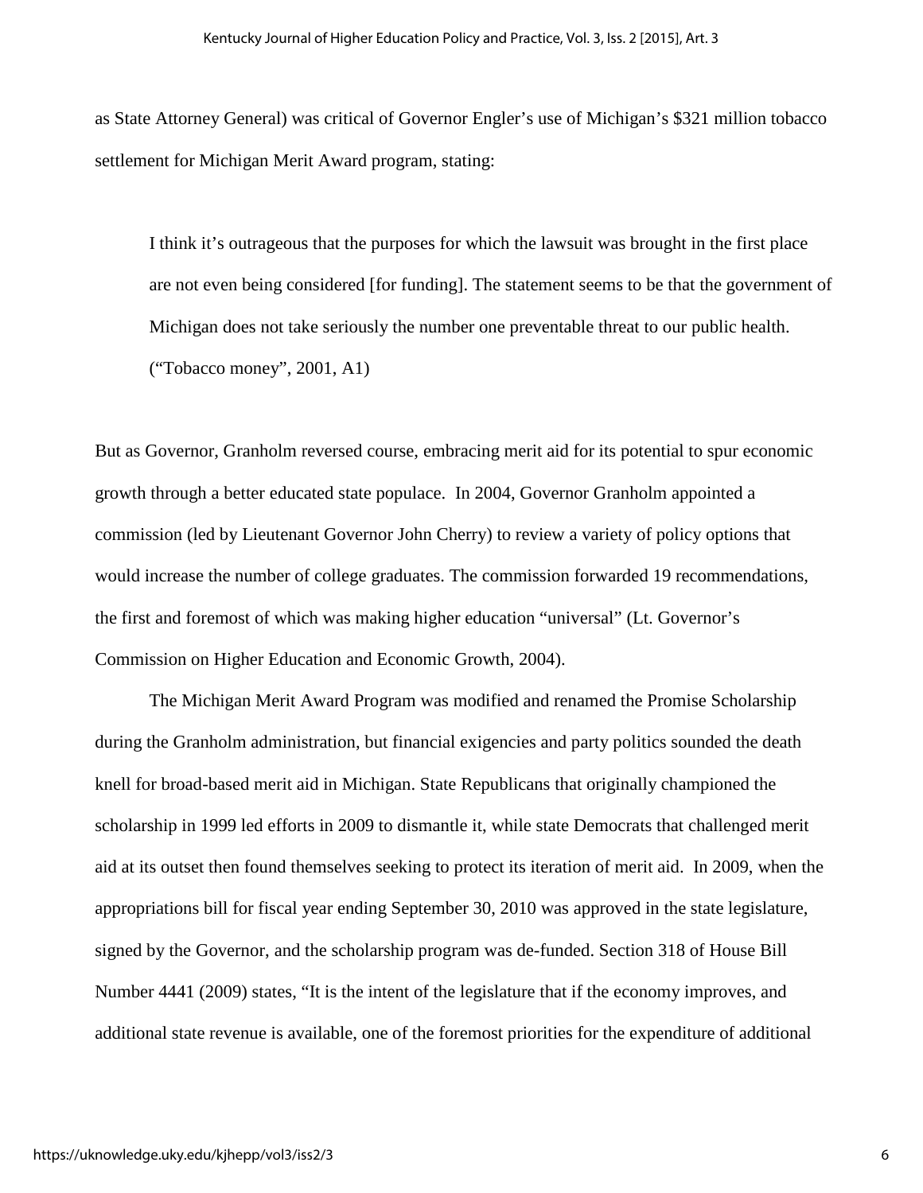as State Attorney General) was critical of Governor Engler's use of Michigan's $321 million tobacco settlement for Michigan Merit Award program, stating:

> I think it's outrageous that the purposes for which the lawsuit was brought in the first place are not even being considered [for funding]. The statement seems to be that the government of Michigan does not take seriously the number one preventable threat to our public health. ("Tobacco money", 2001, A1)

But as Governor, Granholm reversed course, embracing merit aid for its potential to spur economic growth through a better educated state populace. In 2004, Governor Granholm appointed a commission (led by Lieutenant Governor John Cherry) to review a variety of policy options that would increase the number of college graduates. The commission forwarded 19 recommendations, the first and foremost of which was making higher education "universal" (Lt. Governor's Commission on Higher Education and Economic Growth, 2004).

The Michigan Merit Award Program was modified and renamed the Promise Scholarship during the Granholm administration, but financial exigencies and party politics sounded the death knell for broad-based merit aid in Michigan. State Republicans that originally championed the scholarship in 1999 led efforts in 2009 to dismantle it, while state Democrats that challenged merit aid at its outset then found themselves seeking to protect its iteration of merit aid. In 2009, when the appropriations bill for fiscal year ending September 30, 2010 was approved in the state legislature, signed by the Governor, and the scholarship program was de-funded. Section 318 of House Bill Number 4441 (2009) states, "It is the intent of the legislature that if the economy improves, and additional state revenue is available, one of the foremost priorities for the expenditure of additional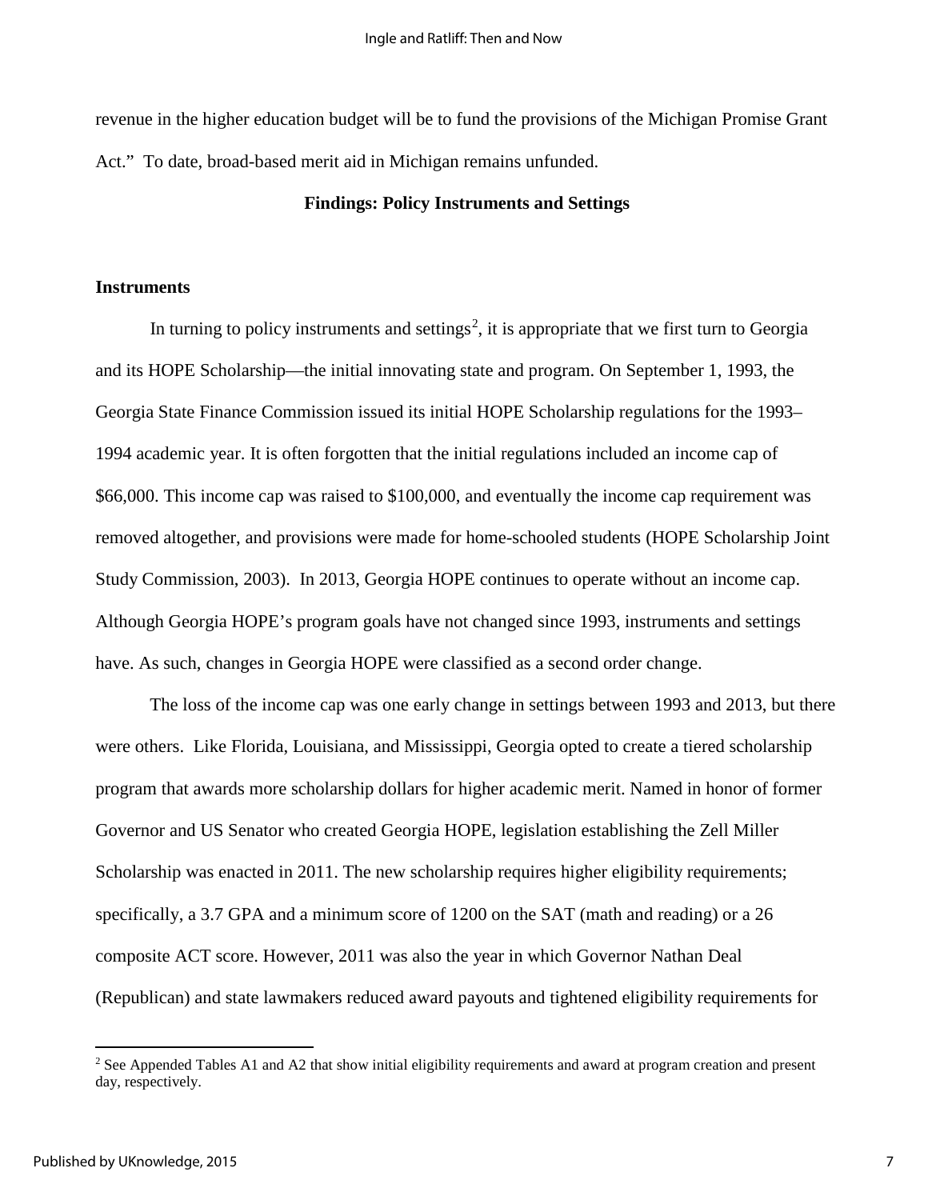revenue in the higher education budget will be to fund the provisions of the Michigan Promise Grant Act." To date, broad-based merit aid in Michigan remains unfunded.

## Findings: Policy Instruments and Settings

### Instruments

In turning to policy instruments and settings[2], it is appropriate that we first turn to Georgia and its HOPE Scholarship—the initial innovating state and program. On September 1, 1993, the Georgia State Finance Commission issued its initial HOPE Scholarship regulations for the 1993–1994 academic year. It is often forgotten that the initial regulations included an income cap of $66,000. This income cap was raised to $100,000, and eventually the income cap requirement was removed altogether, and provisions were made for home-schooled students (HOPE Scholarship Joint Study Commission, 2003). In 2013, Georgia HOPE continues to operate without an income cap. Although Georgia HOPE's program goals have not changed since 1993, instruments and settings have. As such, changes in Georgia HOPE were classified as a second order change.

The loss of the income cap was one early change in settings between 1993 and 2013, but there were others. Like Florida, Louisiana, and Mississippi, Georgia opted to create a tiered scholarship program that awards more scholarship dollars for higher academic merit. Named in honor of former Governor and US Senator who created Georgia HOPE, legislation establishing the Zell Miller Scholarship was enacted in 2011. The new scholarship requires higher eligibility requirements; specifically, a 3.7 GPA and a minimum score of 1200 on the SAT (math and reading) or a 26 composite ACT score. However, 2011 was also the year in which Governor Nathan Deal (Republican) and state lawmakers reduced award payouts and tightened eligibility requirements for

[2] See Appended Tables A1 and A2 that show initial eligibility requirements and award at program creation and present day, respectively.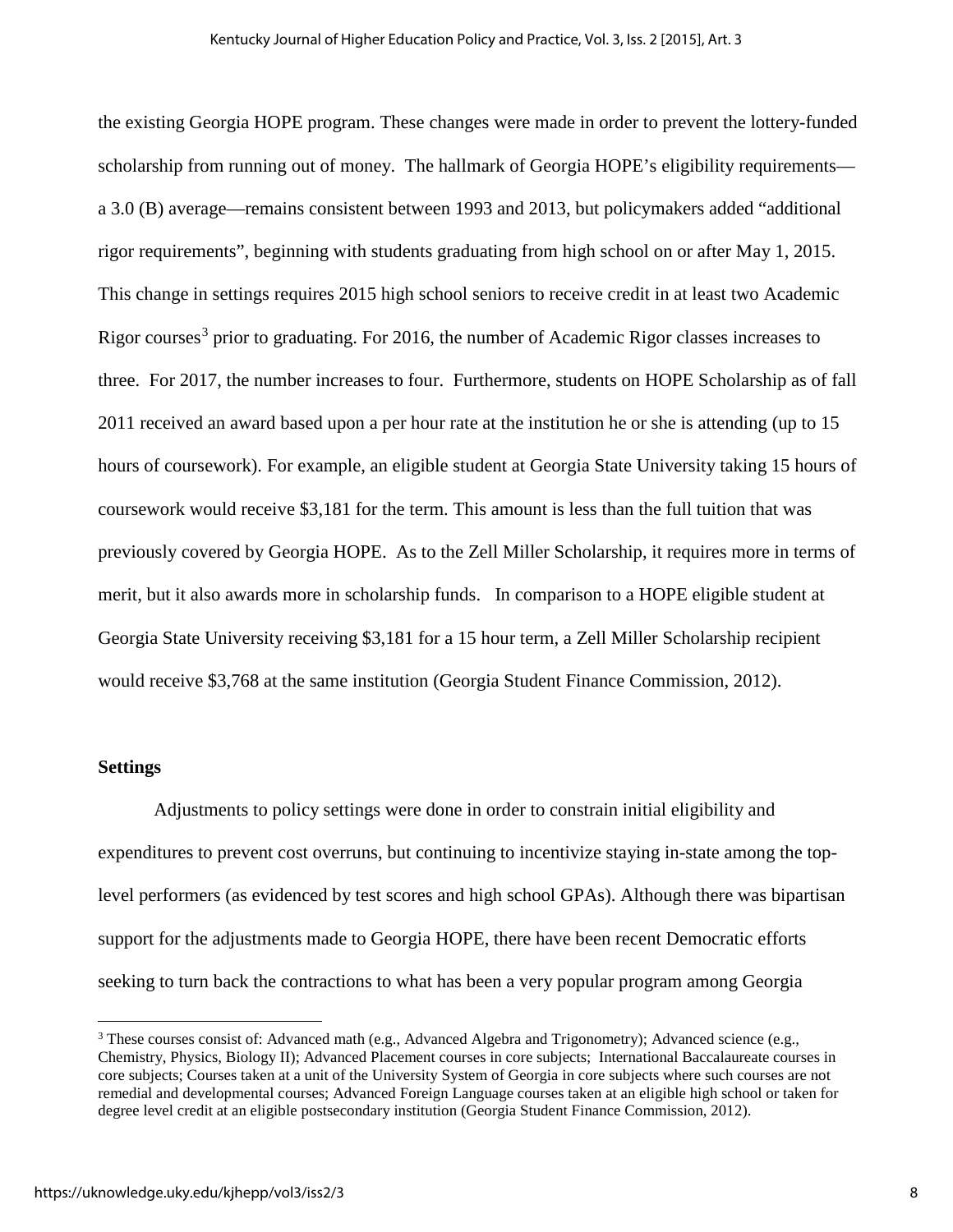the existing Georgia HOPE program. These changes were made in order to prevent the lottery-funded scholarship from running out of money. The hallmark of Georgia HOPE's eligibility requirements—a 3.0 (B) average—remains consistent between 1993 and 2013, but policymakers added "additional rigor requirements", beginning with students graduating from high school on or after May 1, 2015. This change in settings requires 2015 high school seniors to receive credit in at least two Academic Rigor courses[3] prior to graduating. For 2016, the number of Academic Rigor classes increases to three. For 2017, the number increases to four. Furthermore, students on HOPE Scholarship as of fall 2011 received an award based upon a per hour rate at the institution he or she is attending (up to 15 hours of coursework). For example, an eligible student at Georgia State University taking 15 hours of coursework would receive $3,181 for the term. This amount is less than the full tuition that was previously covered by Georgia HOPE. As to the Zell Miller Scholarship, it requires more in terms of merit, but it also awards more in scholarship funds. In comparison to a HOPE eligible student at Georgia State University receiving $3,181 for a 15 hour term, a Zell Miller Scholarship recipient would receive $3,768 at the same institution (Georgia Student Finance Commission, 2012).

### Settings

Adjustments to policy settings were done in order to constrain initial eligibility and expenditures to prevent cost overruns, but continuing to incentivize staying in-state among the top-level performers (as evidenced by test scores and high school GPAs). Although there was bipartisan support for the adjustments made to Georgia HOPE, there have been recent Democratic efforts seeking to turn back the contractions to what has been a very popular program among Georgia

---

[3] These courses consist of: Advanced math (e.g., Advanced Algebra and Trigonometry); Advanced science (e.g., Chemistry, Physics, Biology II); Advanced Placement courses in core subjects; International Baccalaureate courses in core subjects; Courses taken at a unit of the University System of Georgia in core subjects where such courses are not remedial and developmental courses; Advanced Foreign Language courses taken at an eligible high school or taken for degree level credit at an eligible postsecondary institution (Georgia Student Finance Commission, 2012).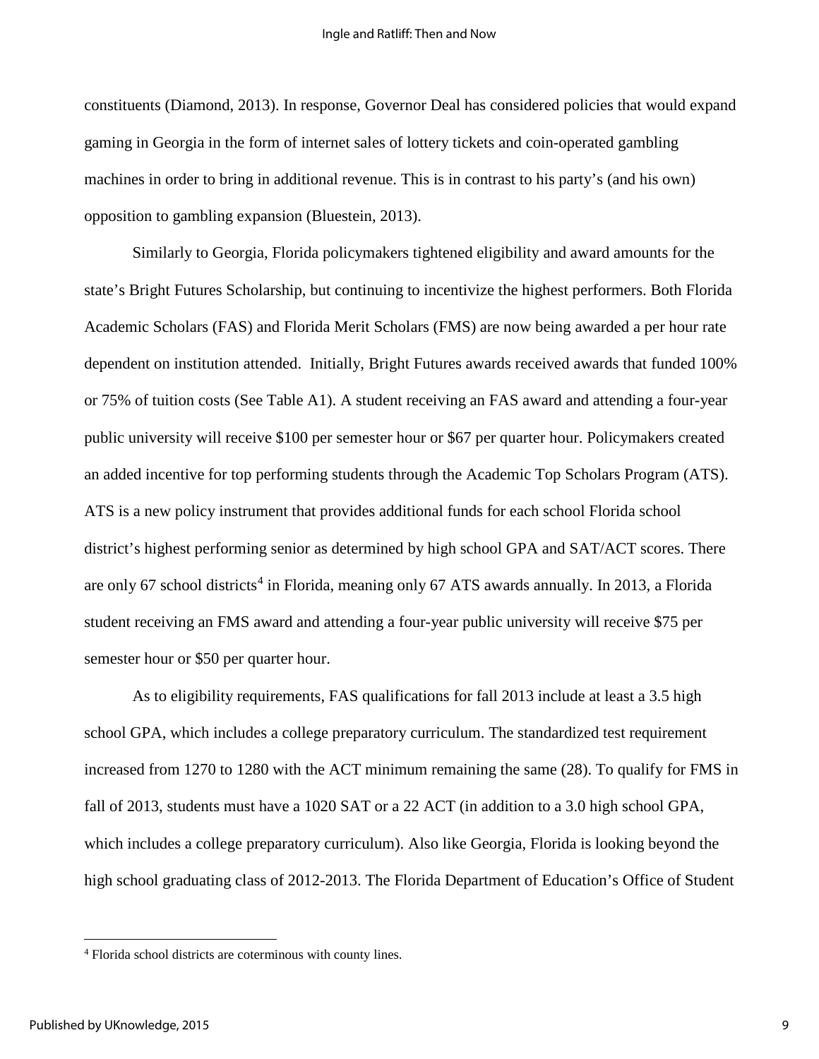constituents (Diamond, 2013). In response, Governor Deal has considered policies that would expand gaming in Georgia in the form of internet sales of lottery tickets and coin-operated gambling machines in order to bring in additional revenue. This is in contrast to his party's (and his own) opposition to gambling expansion (Bluestein, 2013).

Similarly to Georgia, Florida policymakers tightened eligibility and award amounts for the state's Bright Futures Scholarship, but continuing to incentivize the highest performers. Both Florida Academic Scholars (FAS) and Florida Merit Scholars (FMS) are now being awarded a per hour rate dependent on institution attended. Initially, Bright Futures awards received awards that funded 100% or 75% of tuition costs (See Table A1). A student receiving an FAS award and attending a four-year public university will receive $100 per semester hour or $67 per quarter hour. Policymakers created an added incentive for top performing students through the Academic Top Scholars Program (ATS). ATS is a new policy instrument that provides additional funds for each school Florida school district's highest performing senior as determined by high school GPA and SAT/ACT scores. There are only 67 school districts[4] in Florida, meaning only 67 ATS awards annually. In 2013, a Florida student receiving an FMS award and attending a four-year public university will receive $75 per semester hour or $50 per quarter hour.

As to eligibility requirements, FAS qualifications for fall 2013 include at least a 3.5 high school GPA, which includes a college preparatory curriculum. The standardized test requirement increased from 1270 to 1280 with the ACT minimum remaining the same (28). To qualify for FMS in fall of 2013, students must have a 1020 SAT or a 22 ACT (in addition to a 3.0 high school GPA, which includes a college preparatory curriculum). Also like Georgia, Florida is looking beyond the high school graduating class of 2012-2013. The Florida Department of Education's Office of Student

---

[4] Florida school districts are coterminous with county lines.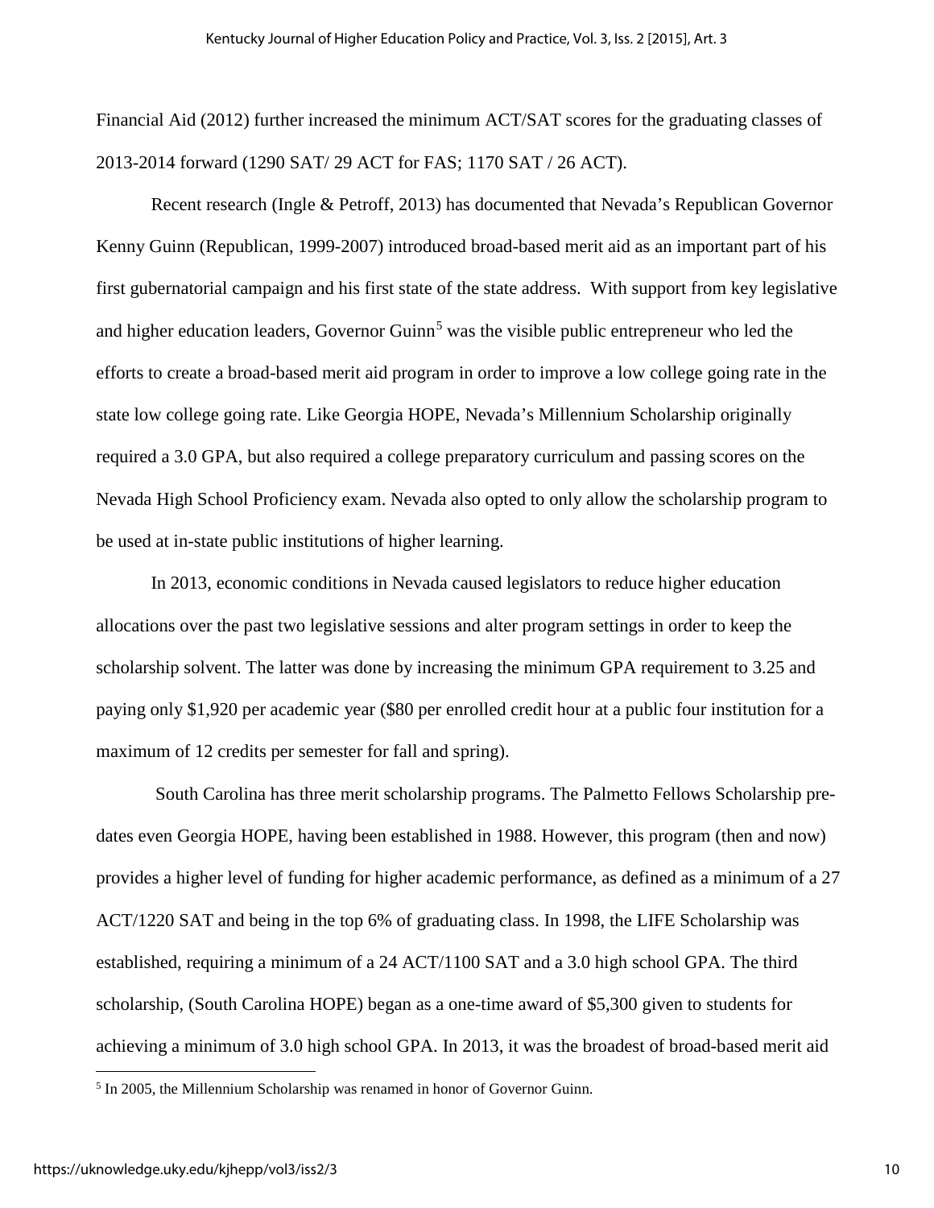Financial Aid (2012) further increased the minimum ACT/SAT scores for the graduating classes of 2013-2014 forward (1290 SAT/ 29 ACT for FAS; 1170 SAT / 26 ACT).

Recent research (Ingle & Petroff, 2013) has documented that Nevada's Republican Governor Kenny Guinn (Republican, 1999-2007) introduced broad-based merit aid as an important part of his first gubernatorial campaign and his first state of the state address. With support from key legislative and higher education leaders, Governor Guinn[5] was the visible public entrepreneur who led the efforts to create a broad-based merit aid program in order to improve a low college going rate in the state low college going rate. Like Georgia HOPE, Nevada's Millennium Scholarship originally required a 3.0 GPA, but also required a college preparatory curriculum and passing scores on the Nevada High School Proficiency exam. Nevada also opted to only allow the scholarship program to be used at in-state public institutions of higher learning.

In 2013, economic conditions in Nevada caused legislators to reduce higher education allocations over the past two legislative sessions and alter program settings in order to keep the scholarship solvent. The latter was done by increasing the minimum GPA requirement to 3.25 and paying only $1,920 per academic year ($80 per enrolled credit hour at a public four institution for a maximum of 12 credits per semester for fall and spring).

South Carolina has three merit scholarship programs. The Palmetto Fellows Scholarship pre-dates even Georgia HOPE, having been established in 1988. However, this program (then and now) provides a higher level of funding for higher academic performance, as defined as a minimum of a 27 ACT/1220 SAT and being in the top 6% of graduating class. In 1998, the LIFE Scholarship was established, requiring a minimum of a 24 ACT/1100 SAT and a 3.0 high school GPA. The third scholarship, (South Carolina HOPE) began as a one-time award of $5,300 given to students for achieving a minimum of 3.0 high school GPA. In 2013, it was the broadest of broad-based merit aid

[5] In 2005, the Millennium Scholarship was renamed in honor of Governor Guinn.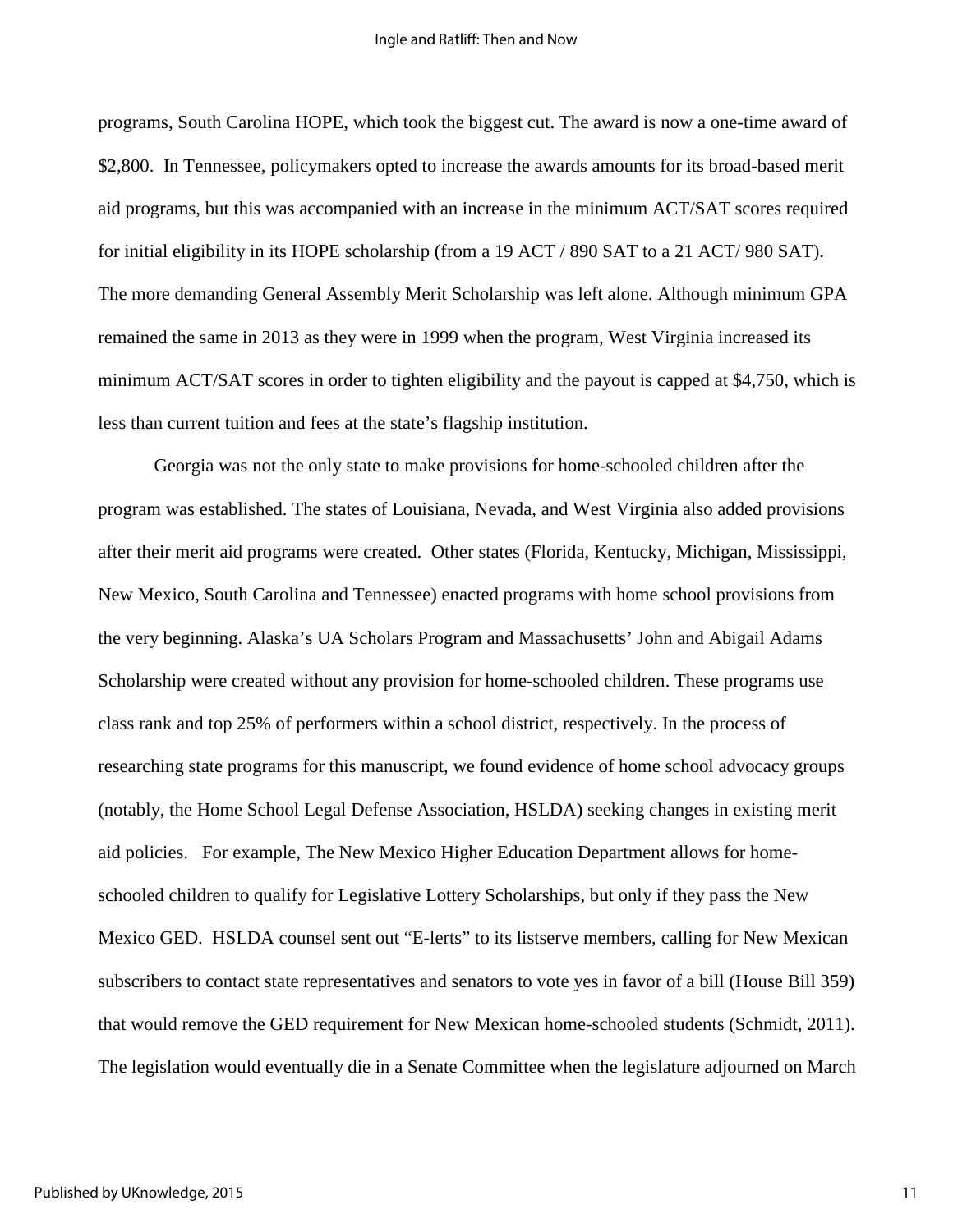programs, South Carolina HOPE, which took the biggest cut. The award is now a one-time award of $2,800. In Tennessee, policymakers opted to increase the awards amounts for its broad-based merit aid programs, but this was accompanied with an increase in the minimum ACT/SAT scores required for initial eligibility in its HOPE scholarship (from a 19 ACT / 890 SAT to a 21 ACT/ 980 SAT). The more demanding General Assembly Merit Scholarship was left alone. Although minimum GPA remained the same in 2013 as they were in 1999 when the program, West Virginia increased its minimum ACT/SAT scores in order to tighten eligibility and the payout is capped at $4,750, which is less than current tuition and fees at the state's flagship institution.

Georgia was not the only state to make provisions for home-schooled children after the program was established. The states of Louisiana, Nevada, and West Virginia also added provisions after their merit aid programs were created. Other states (Florida, Kentucky, Michigan, Mississippi, New Mexico, South Carolina and Tennessee) enacted programs with home school provisions from the very beginning. Alaska's UA Scholars Program and Massachusetts' John and Abigail Adams Scholarship were created without any provision for home-schooled children. These programs use class rank and top 25% of performers within a school district, respectively. In the process of researching state programs for this manuscript, we found evidence of home school advocacy groups (notably, the Home School Legal Defense Association, HSLDA) seeking changes in existing merit aid policies. For example, The New Mexico Higher Education Department allows for home-schooled children to qualify for Legislative Lottery Scholarships, but only if they pass the New Mexico GED. HSLDA counsel sent out "E-lerts" to its listserve members, calling for New Mexican subscribers to contact state representatives and senators to vote yes in favor of a bill (House Bill 359) that would remove the GED requirement for New Mexican home-schooled students (Schmidt, 2011). The legislation would eventually die in a Senate Committee when the legislature adjourned on March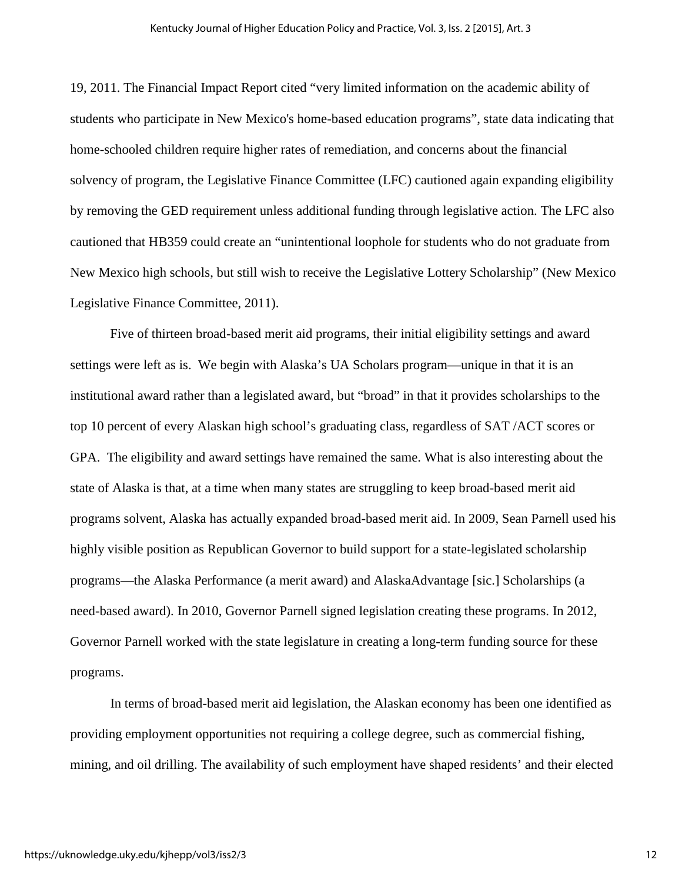19, 2011. The Financial Impact Report cited "very limited information on the academic ability of students who participate in New Mexico's home-based education programs", state data indicating that home-schooled children require higher rates of remediation, and concerns about the financial solvency of program, the Legislative Finance Committee (LFC) cautioned again expanding eligibility by removing the GED requirement unless additional funding through legislative action. The LFC also cautioned that HB359 could create an "unintentional loophole for students who do not graduate from New Mexico high schools, but still wish to receive the Legislative Lottery Scholarship" (New Mexico Legislative Finance Committee, 2011).

Five of thirteen broad-based merit aid programs, their initial eligibility settings and award settings were left as is. We begin with Alaska's UA Scholars program—unique in that it is an institutional award rather than a legislated award, but "broad" in that it provides scholarships to the top 10 percent of every Alaskan high school's graduating class, regardless of SAT /ACT scores or GPA. The eligibility and award settings have remained the same. What is also interesting about the state of Alaska is that, at a time when many states are struggling to keep broad-based merit aid programs solvent, Alaska has actually expanded broad-based merit aid. In 2009, Sean Parnell used his highly visible position as Republican Governor to build support for a state-legislated scholarship programs—the Alaska Performance (a merit award) and AlaskaAdvantage [sic.] Scholarships (a need-based award). In 2010, Governor Parnell signed legislation creating these programs. In 2012, Governor Parnell worked with the state legislature in creating a long-term funding source for these programs.

In terms of broad-based merit aid legislation, the Alaskan economy has been one identified as providing employment opportunities not requiring a college degree, such as commercial fishing, mining, and oil drilling. The availability of such employment have shaped residents' and their elected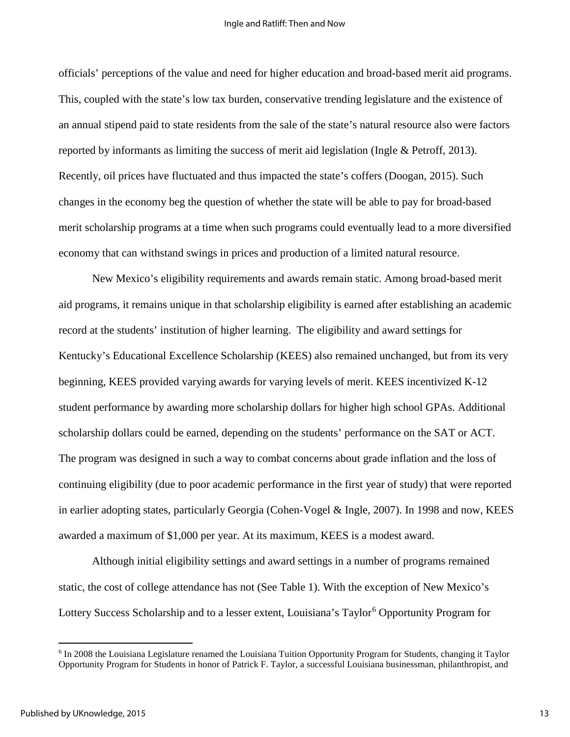officials' perceptions of the value and need for higher education and broad-based merit aid programs. This, coupled with the state's low tax burden, conservative trending legislature and the existence of an annual stipend paid to state residents from the sale of the state's natural resource also were factors reported by informants as limiting the success of merit aid legislation (Ingle & Petroff, 2013). Recently, oil prices have fluctuated and thus impacted the state's coffers (Doogan, 2015). Such changes in the economy beg the question of whether the state will be able to pay for broad-based merit scholarship programs at a time when such programs could eventually lead to a more diversified economy that can withstand swings in prices and production of a limited natural resource.

New Mexico's eligibility requirements and awards remain static. Among broad-based merit aid programs, it remains unique in that scholarship eligibility is earned after establishing an academic record at the students' institution of higher learning. The eligibility and award settings for Kentucky's Educational Excellence Scholarship (KEES) also remained unchanged, but from its very beginning, KEES provided varying awards for varying levels of merit. KEES incentivized K-12 student performance by awarding more scholarship dollars for higher high school GPAs. Additional scholarship dollars could be earned, depending on the students' performance on the SAT or ACT. The program was designed in such a way to combat concerns about grade inflation and the loss of continuing eligibility (due to poor academic performance in the first year of study) that were reported in earlier adopting states, particularly Georgia (Cohen-Vogel & Ingle, 2007). In 1998 and now, KEES awarded a maximum of $1,000 per year. At its maximum, KEES is a modest award.

Although initial eligibility settings and award settings in a number of programs remained static, the cost of college attendance has not (See Table 1). With the exception of New Mexico's Lottery Success Scholarship and to a lesser extent, Louisiana's Taylor[6] Opportunity Program for

[6] In 2008 the Louisiana Legislature renamed the Louisiana Tuition Opportunity Program for Students, changing it Taylor Opportunity Program for Students in honor of Patrick F. Taylor, a successful Louisiana businessman, philanthropist, and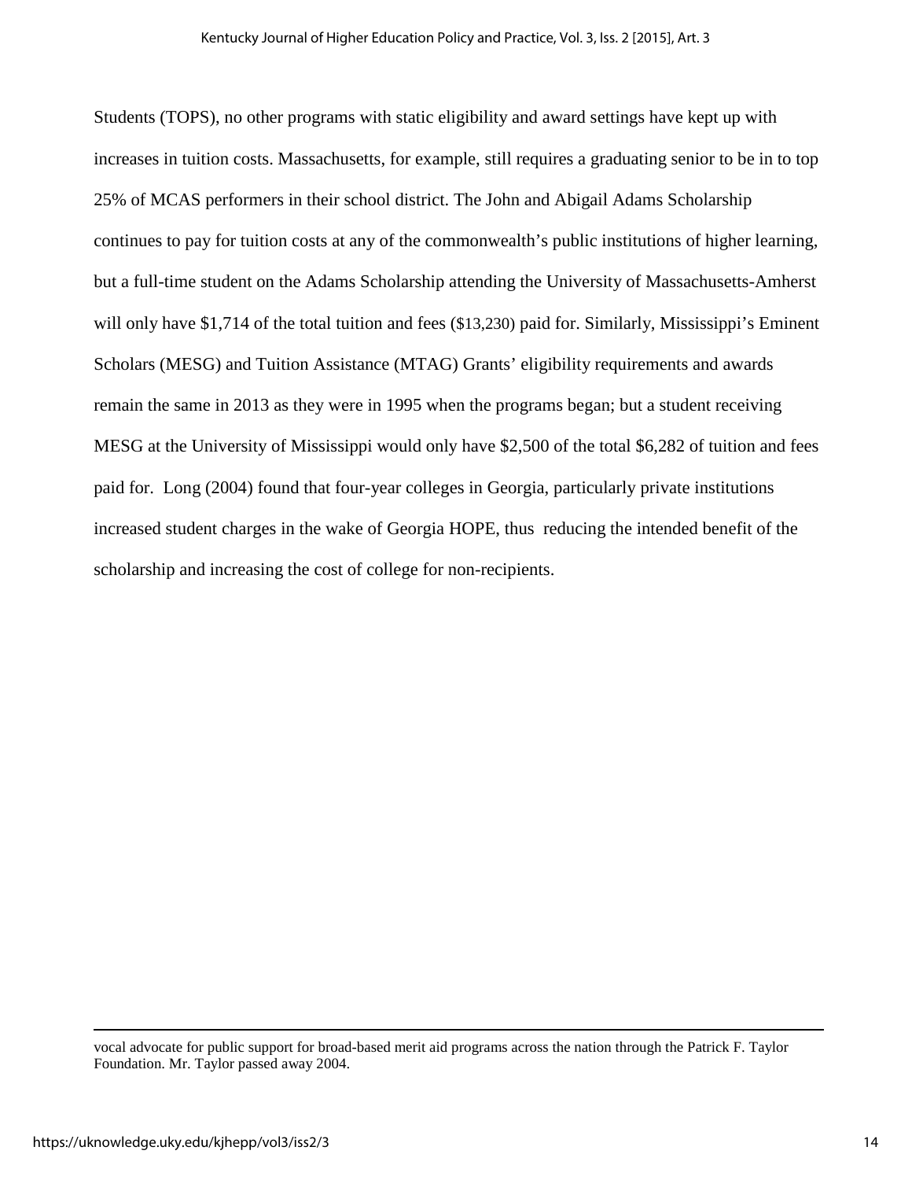Students (TOPS), no other programs with static eligibility and award settings have kept up with increases in tuition costs. Massachusetts, for example, still requires a graduating senior to be in to top 25% of MCAS performers in their school district. The John and Abigail Adams Scholarship continues to pay for tuition costs at any of the commonwealth's public institutions of higher learning, but a full-time student on the Adams Scholarship attending the University of Massachusetts-Amherst will only have $1,714 of the total tuition and fees ($13,230) paid for. Similarly, Mississippi's Eminent Scholars (MESG) and Tuition Assistance (MTAG) Grants' eligibility requirements and awards remain the same in 2013 as they were in 1995 when the programs began; but a student receiving MESG at the University of Mississippi would only have $2,500 of the total $6,282 of tuition and fees paid for. Long (2004) found that four-year colleges in Georgia, particularly private institutions increased student charges in the wake of Georgia HOPE, thus reducing the intended benefit of the scholarship and increasing the cost of college for non-recipients.

---

vocal advocate for public support for broad-based merit aid programs across the nation through the Patrick F. Taylor Foundation. Mr. Taylor passed away 2004.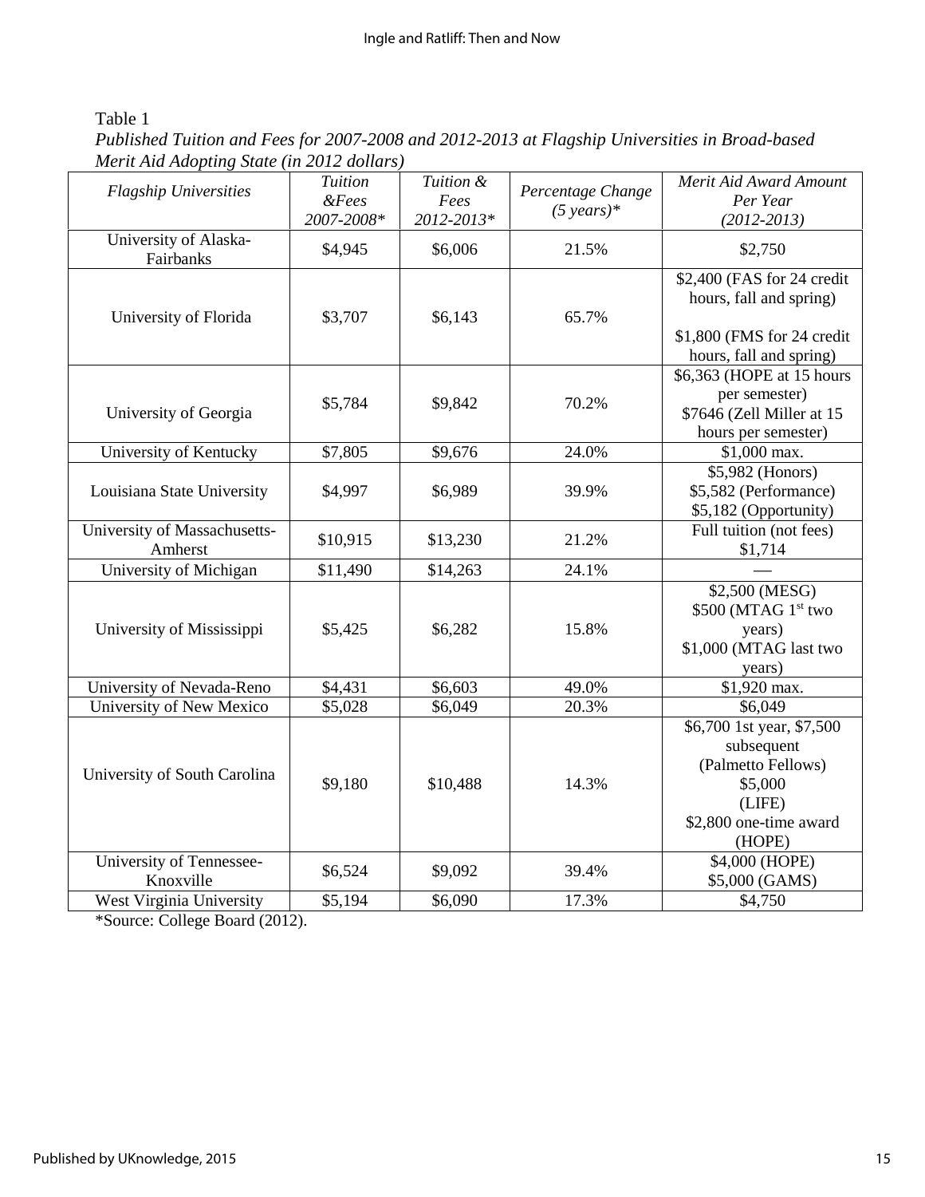Table 1

*Published Tuition and Fees for 2007-2008 and 2012-2013 at Flagship Universities in Broad-based Merit Aid Adopting State (in 2012 dollars)*

| *Flagship Universities* | *Tuition &Fees 2007-2008** | *Tuition & Fees 2012-2013** | *Percentage Change (5 years)** | *Merit Aid Award Amount Per Year (2012-2013)* |
|---|---|---|---|---|
| University of Alaska-Fairbanks | $4,945 | $6,006 | 21.5% | $2,750 |
| University of Florida | $3,707 | $6,143 | 65.7% | $2,400 (FAS for 24 credit hours, fall and spring) $1,800 (FMS for 24 credit hours, fall and spring) |
| University of Georgia | $5,784 | $9,842 | 70.2% | $6,363 (HOPE at 15 hours per semester) $7646 (Zell Miller at 15 hours per semester) |
| University of Kentucky | $7,805 | $9,676 | 24.0% | $1,000 max. |
| Louisiana State University | $4,997 | $6,989 | 39.9% | $5,982 (Honors) $5,582 (Performance) $5,182 (Opportunity) |
| University of Massachusetts-Amherst | $10,915 | $13,230 | 21.2% | Full tuition (not fees) $1,714 |
| University of Michigan | $11,490 | $14,263 | 24.1% | — |
| University of Mississippi | $5,425 | $6,282 | 15.8% | $2,500 (MESG) $500 (MTAG 1st two years) $1,000 (MTAG last two years) |
| University of Nevada-Reno | $4,431 | $6,603 | 49.0% | $1,920 max. |
| University of New Mexico | $5,028 | $6,049 | 20.3% | $6,049 |
| University of South Carolina | $9,180 | $10,488 | 14.3% | $6,700 1st year, $7,500 subsequent (Palmetto Fellows) $5,000 (LIFE) $2,800 one-time award (HOPE) |
| University of Tennessee-Knoxville | $6,524 | $9,092 | 39.4% | $4,000 (HOPE) $5,000 (GAMS) |
| West Virginia University | $5,194 | $6,090 | 17.3% | $4,750 |

*Source: College Board (2012).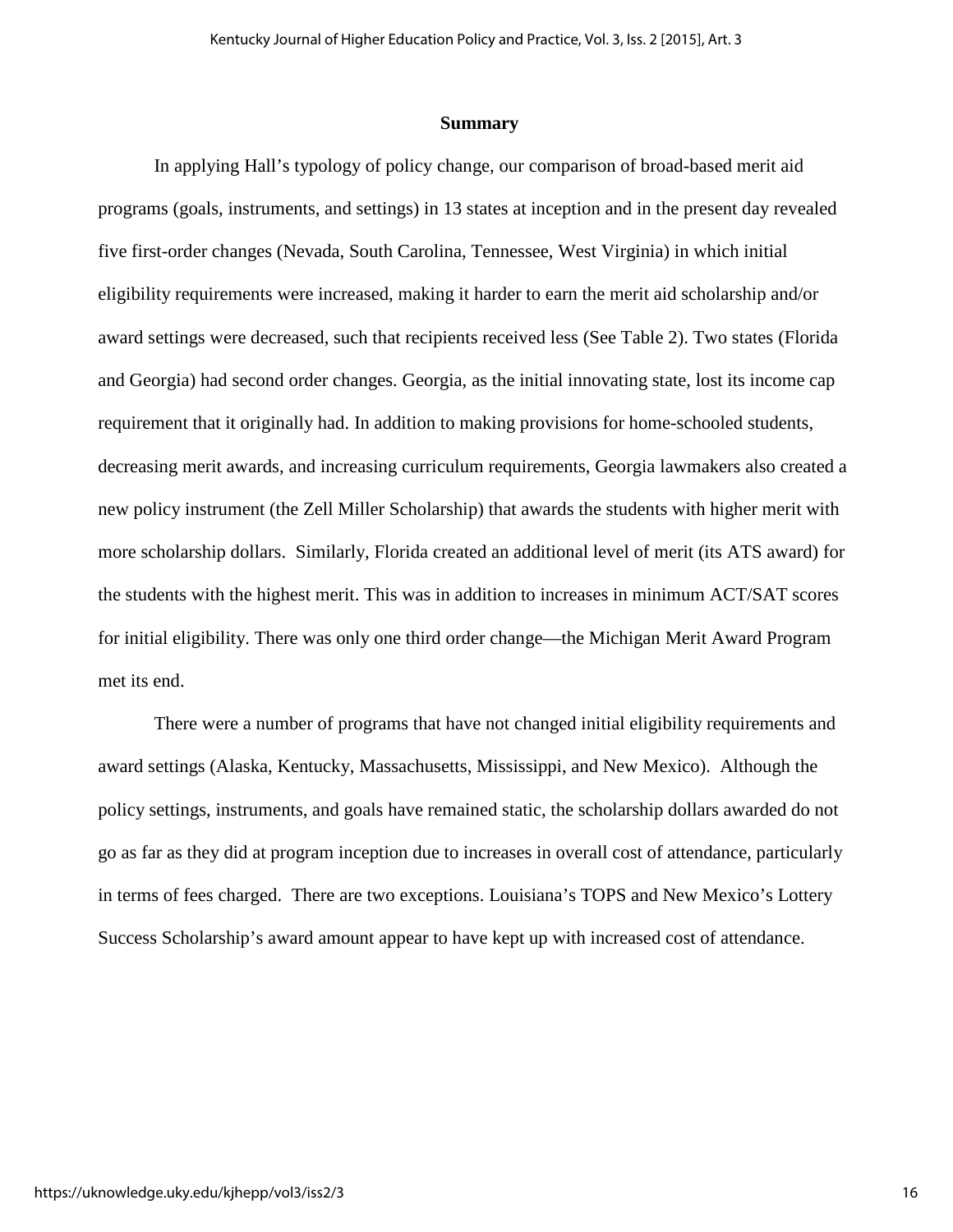## Summary

In applying Hall's typology of policy change, our comparison of broad-based merit aid programs (goals, instruments, and settings) in 13 states at inception and in the present day revealed five first-order changes (Nevada, South Carolina, Tennessee, West Virginia) in which initial eligibility requirements were increased, making it harder to earn the merit aid scholarship and/or award settings were decreased, such that recipients received less (See Table 2). Two states (Florida and Georgia) had second order changes. Georgia, as the initial innovating state, lost its income cap requirement that it originally had. In addition to making provisions for home-schooled students, decreasing merit awards, and increasing curriculum requirements, Georgia lawmakers also created a new policy instrument (the Zell Miller Scholarship) that awards the students with higher merit with more scholarship dollars. Similarly, Florida created an additional level of merit (its ATS award) for the students with the highest merit. This was in addition to increases in minimum ACT/SAT scores for initial eligibility. There was only one third order change—the Michigan Merit Award Program met its end.

There were a number of programs that have not changed initial eligibility requirements and award settings (Alaska, Kentucky, Massachusetts, Mississippi, and New Mexico). Although the policy settings, instruments, and goals have remained static, the scholarship dollars awarded do not go as far as they did at program inception due to increases in overall cost of attendance, particularly in terms of fees charged. There are two exceptions. Louisiana's TOPS and New Mexico's Lottery Success Scholarship's award amount appear to have kept up with increased cost of attendance.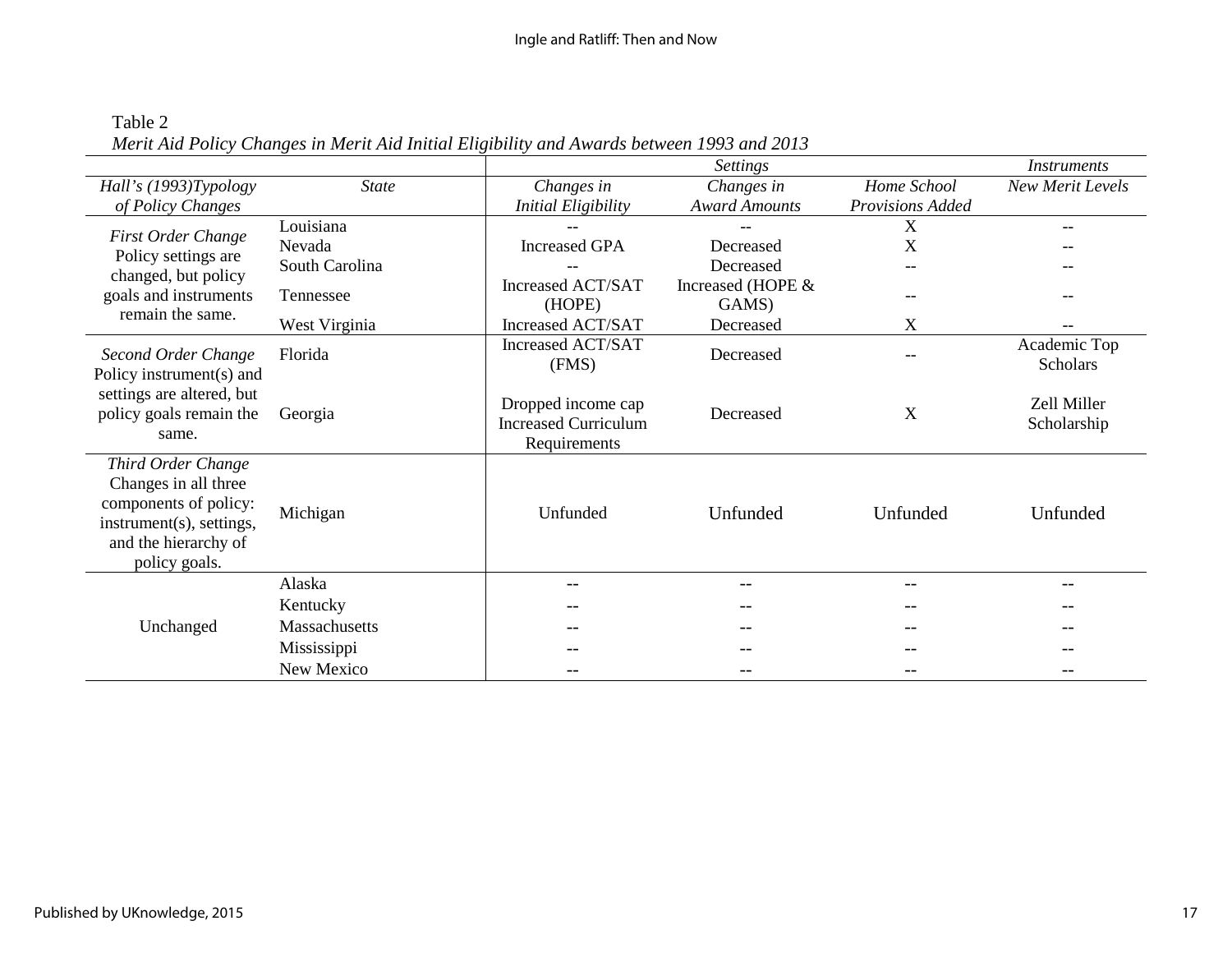Table 2

*Merit Aid Policy Changes in Merit Aid Initial Eligibility and Awards between 1993 and 2013*

| | | *Settings* | | | *Instruments* |
|---|---|---|---|---|---|
| *Hall's (1993)Typology of Policy Changes* | *State* | *Changes in Initial Eligibility* | *Changes in Award Amounts* | *Home School Provisions Added* | *New Merit Levels* |
| *First Order Change* Policy settings are changed, but policy goals and instruments remain the same. | Louisiana | -- | -- | X | -- |
| | Nevada | Increased GPA | Decreased | X | -- |
| | South Carolina | -- | Decreased | -- | -- |
| | Tennessee | Increased ACT/SAT (HOPE) | Increased (HOPE & GAMS) | -- | -- |
| | West Virginia | Increased ACT/SAT | Decreased | X | -- |
| *Second Order Change* Policy instrument(s) and settings are altered, but policy goals remain the same. | Florida | Increased ACT/SAT (FMS) | Decreased | -- | Academic Top Scholars |
| | Georgia | Dropped income cap Increased Curriculum Requirements | Decreased | X | Zell Miller Scholarship |
| *Third Order Change* Changes in all three components of policy: instrument(s), settings, and the hierarchy of policy goals. | Michigan | Unfunded | Unfunded | Unfunded | Unfunded |
| Unchanged | Alaska | -- | -- | -- | -- |
| | Kentucky | -- | -- | -- | -- |
| | Massachusetts | -- | -- | -- | -- |
| | Mississippi | -- | -- | -- | -- |
| | New Mexico | -- | -- | -- | -- |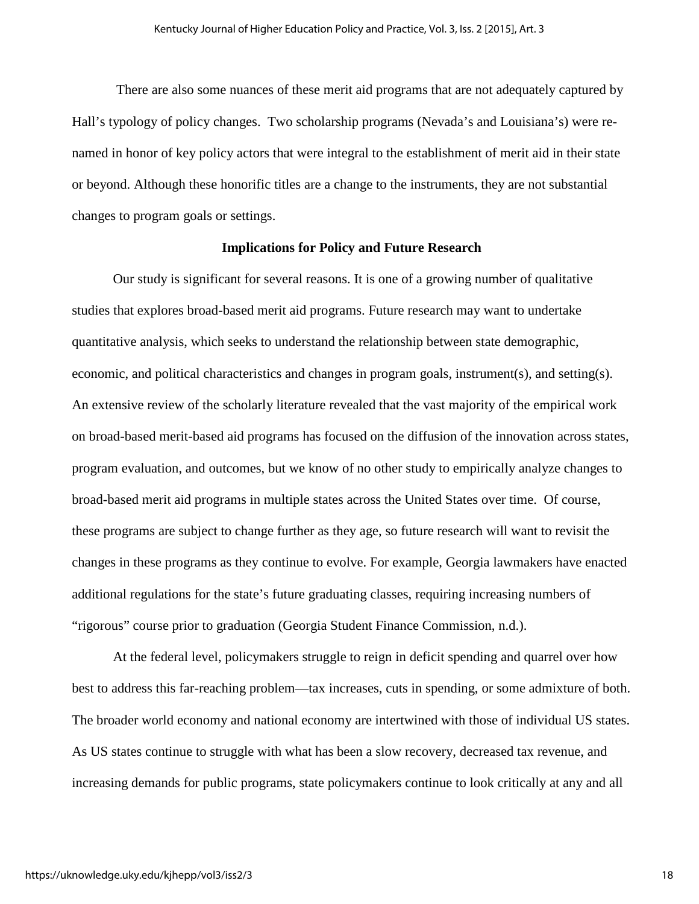There are also some nuances of these merit aid programs that are not adequately captured by Hall's typology of policy changes. Two scholarship programs (Nevada's and Louisiana's) were re-named in honor of key policy actors that were integral to the establishment of merit aid in their state or beyond. Although these honorific titles are a change to the instruments, they are not substantial changes to program goals or settings.

## Implications for Policy and Future Research

Our study is significant for several reasons. It is one of a growing number of qualitative studies that explores broad-based merit aid programs. Future research may want to undertake quantitative analysis, which seeks to understand the relationship between state demographic, economic, and political characteristics and changes in program goals, instrument(s), and setting(s). An extensive review of the scholarly literature revealed that the vast majority of the empirical work on broad-based merit-based aid programs has focused on the diffusion of the innovation across states, program evaluation, and outcomes, but we know of no other study to empirically analyze changes to broad-based merit aid programs in multiple states across the United States over time. Of course, these programs are subject to change further as they age, so future research will want to revisit the changes in these programs as they continue to evolve. For example, Georgia lawmakers have enacted additional regulations for the state's future graduating classes, requiring increasing numbers of "rigorous" course prior to graduation (Georgia Student Finance Commission, n.d.).

At the federal level, policymakers struggle to reign in deficit spending and quarrel over how best to address this far-reaching problem—tax increases, cuts in spending, or some admixture of both. The broader world economy and national economy are intertwined with those of individual US states. As US states continue to struggle with what has been a slow recovery, decreased tax revenue, and increasing demands for public programs, state policymakers continue to look critically at any and all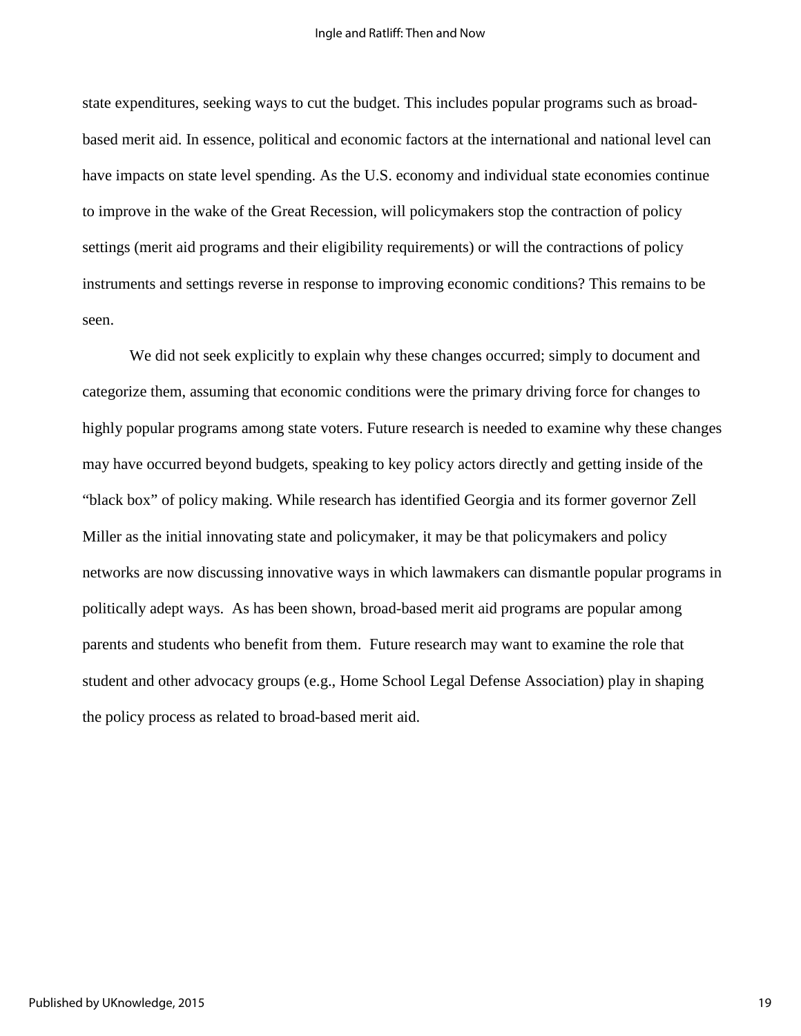state expenditures, seeking ways to cut the budget. This includes popular programs such as broad-based merit aid. In essence, political and economic factors at the international and national level can have impacts on state level spending. As the U.S. economy and individual state economies continue to improve in the wake of the Great Recession, will policymakers stop the contraction of policy settings (merit aid programs and their eligibility requirements) or will the contractions of policy instruments and settings reverse in response to improving economic conditions? This remains to be seen.

We did not seek explicitly to explain why these changes occurred; simply to document and categorize them, assuming that economic conditions were the primary driving force for changes to highly popular programs among state voters. Future research is needed to examine why these changes may have occurred beyond budgets, speaking to key policy actors directly and getting inside of the "black box" of policy making. While research has identified Georgia and its former governor Zell Miller as the initial innovating state and policymaker, it may be that policymakers and policy networks are now discussing innovative ways in which lawmakers can dismantle popular programs in politically adept ways. As has been shown, broad-based merit aid programs are popular among parents and students who benefit from them. Future research may want to examine the role that student and other advocacy groups (e.g., Home School Legal Defense Association) play in shaping the policy process as related to broad-based merit aid.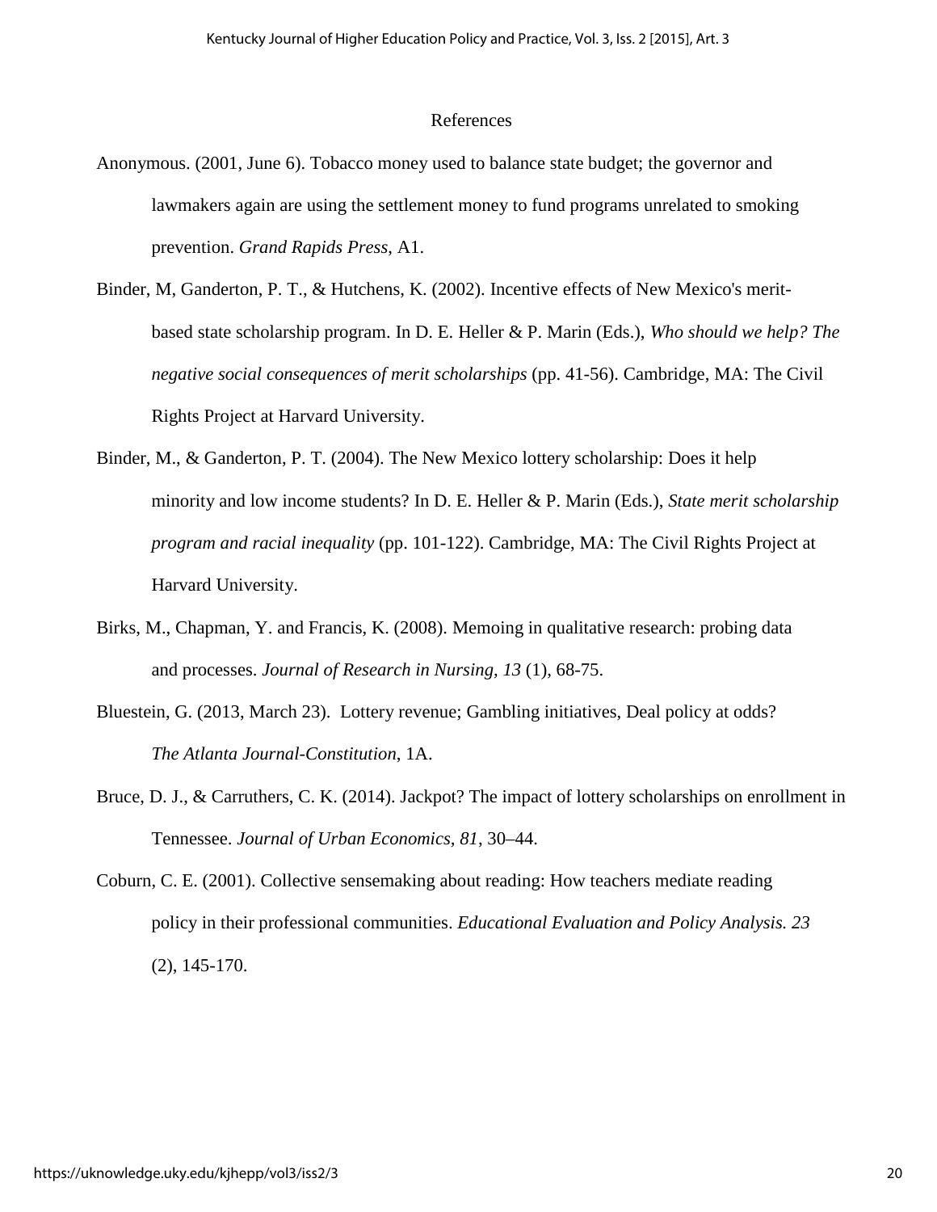## References

Anonymous. (2001, June 6). Tobacco money used to balance state budget; the governor and lawmakers again are using the settlement money to fund programs unrelated to smoking prevention. *Grand Rapids Press*, A1.

Binder, M, Ganderton, P. T., & Hutchens, K. (2002). Incentive effects of New Mexico's merit-based state scholarship program. In D. E. Heller & P. Marin (Eds.), *Who should we help? The negative social consequences of merit scholarships* (pp. 41-56). Cambridge, MA: The Civil Rights Project at Harvard University.

Binder, M., & Ganderton, P. T. (2004). The New Mexico lottery scholarship: Does it help minority and low income students? In D. E. Heller & P. Marin (Eds.), *State merit scholarship program and racial inequality* (pp. 101-122). Cambridge, MA: The Civil Rights Project at Harvard University.

Birks, M., Chapman, Y. and Francis, K. (2008). Memoing in qualitative research: probing data and processes. *Journal of Research in Nursing, 13* (1), 68-75.

Bluestein, G. (2013, March 23). Lottery revenue; Gambling initiatives, Deal policy at odds? *The Atlanta Journal-Constitution*, 1A.

Bruce, D. J., & Carruthers, C. K. (2014). Jackpot? The impact of lottery scholarships on enrollment in Tennessee. *Journal of Urban Economics, 81*, 30–44.

Coburn, C. E. (2001). Collective sensemaking about reading: How teachers mediate reading policy in their professional communities. *Educational Evaluation and Policy Analysis. 23* (2), 145-170.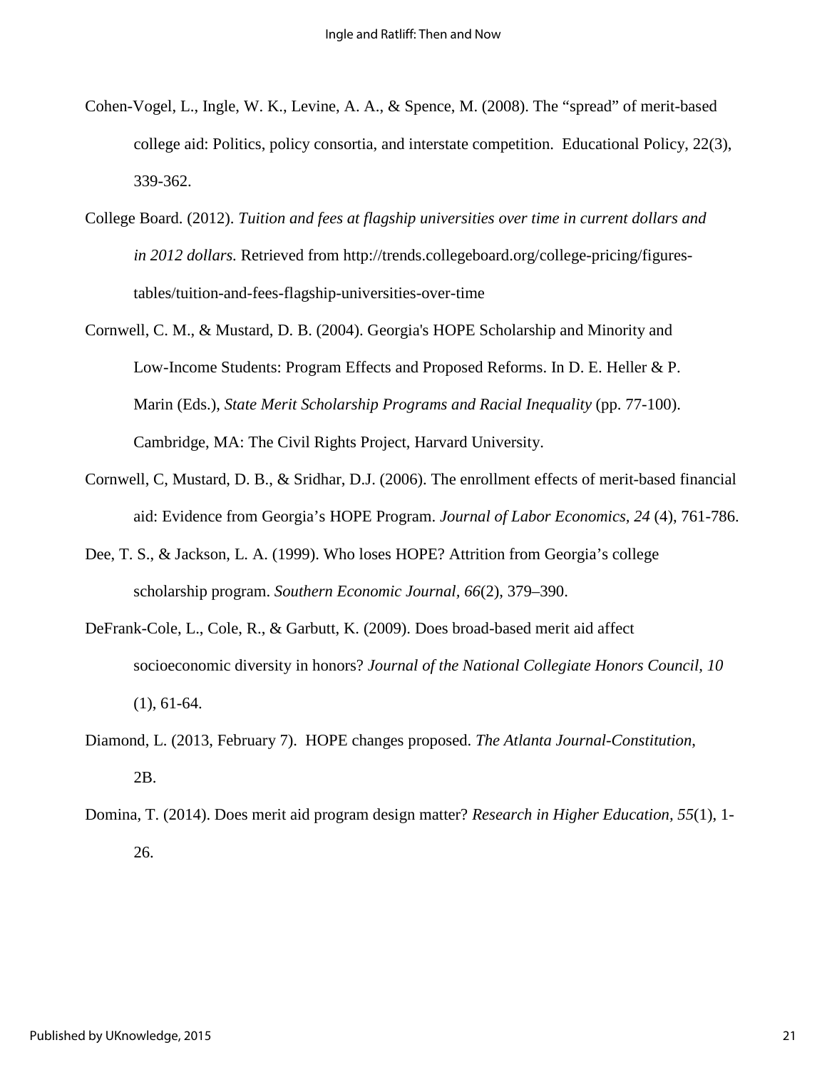Cohen-Vogel, L., Ingle, W. K., Levine, A. A., & Spence, M. (2008). The "spread" of merit-based college aid: Politics, policy consortia, and interstate competition. Educational Policy, 22(3), 339-362.

College Board. (2012). *Tuition and fees at flagship universities over time in current dollars and in 2012 dollars.* Retrieved from http://trends.collegeboard.org/college-pricing/figures-tables/tuition-and-fees-flagship-universities-over-time

Cornwell, C. M., & Mustard, D. B. (2004). Georgia's HOPE Scholarship and Minority and Low-Income Students: Program Effects and Proposed Reforms. In D. E. Heller & P. Marin (Eds.), *State Merit Scholarship Programs and Racial Inequality* (pp. 77-100). Cambridge, MA: The Civil Rights Project, Harvard University.

Cornwell, C, Mustard, D. B., & Sridhar, D.J. (2006). The enrollment effects of merit-based financial aid: Evidence from Georgia's HOPE Program. *Journal of Labor Economics, 24* (4), 761-786.

Dee, T. S., & Jackson, L. A. (1999). Who loses HOPE? Attrition from Georgia's college scholarship program. *Southern Economic Journal, 66*(2), 379–390.

DeFrank-Cole, L., Cole, R., & Garbutt, K. (2009). Does broad-based merit aid affect socioeconomic diversity in honors? *Journal of the National Collegiate Honors Council, 10* (1), 61-64.

Diamond, L. (2013, February 7). HOPE changes proposed. *The Atlanta Journal-Constitution*, 2B.

Domina, T. (2014). Does merit aid program design matter? *Research in Higher Education, 55*(1), 1-26.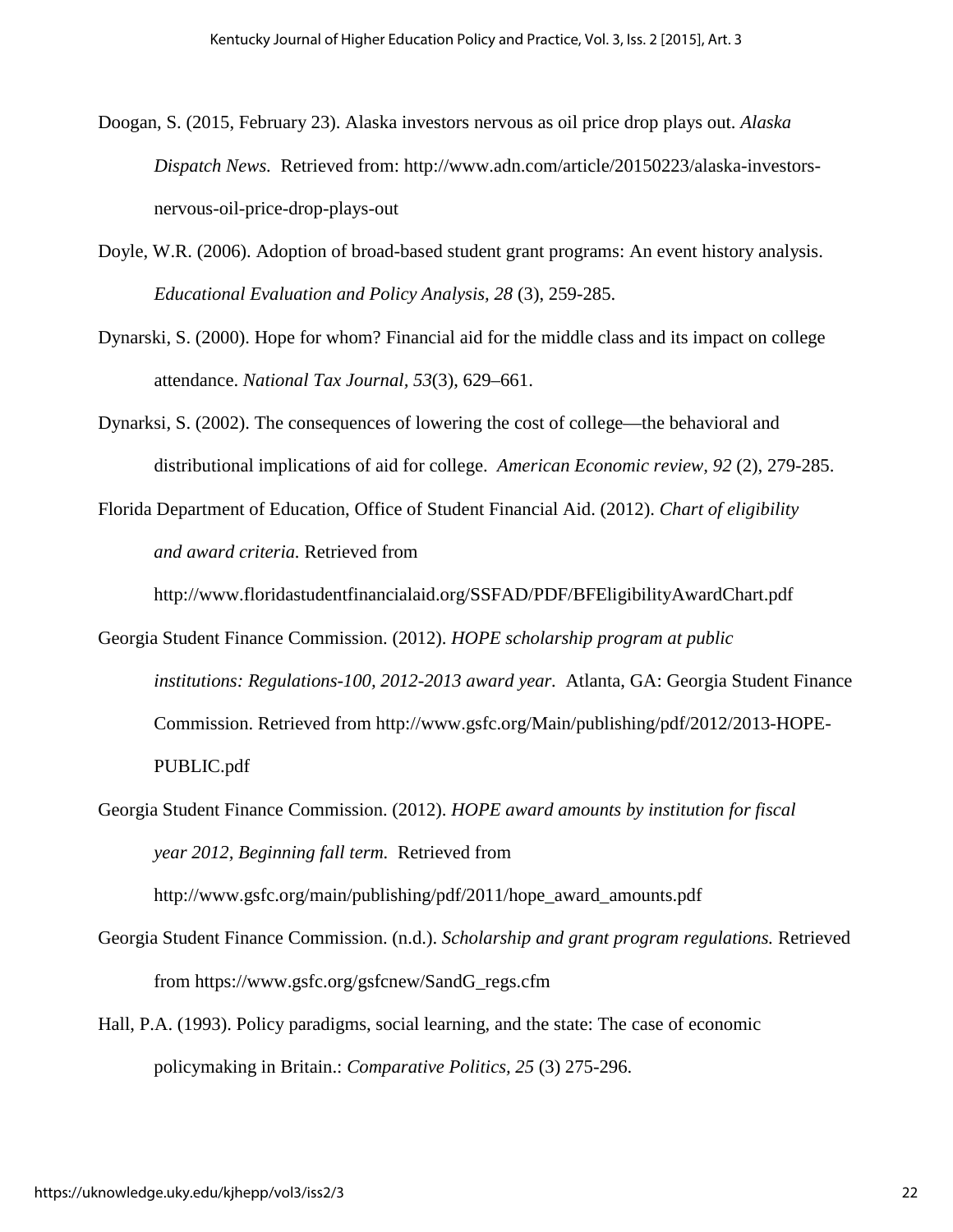Doogan, S. (2015, February 23). Alaska investors nervous as oil price drop plays out. *Alaska Dispatch News.* Retrieved from: http://www.adn.com/article/20150223/alaska-investors-nervous-oil-price-drop-plays-out

Doyle, W.R. (2006). Adoption of broad-based student grant programs: An event history analysis. *Educational Evaluation and Policy Analysis, 28* (3), 259-285.

Dynarski, S. (2000). Hope for whom? Financial aid for the middle class and its impact on college attendance. *National Tax Journal, 53*(3), 629–661.

Dynarksi, S. (2002). The consequences of lowering the cost of college—the behavioral and distributional implications of aid for college. *American Economic review, 92* (2), 279-285.

Florida Department of Education, Office of Student Financial Aid. (2012). *Chart of eligibility and award criteria.* Retrieved from http://www.floridastudentfinancialaid.org/SSFAD/PDF/BFEligibilityAwardChart.pdf

Georgia Student Finance Commission. (2012). *HOPE scholarship program at public institutions: Regulations-100, 2012-2013 award year.* Atlanta, GA: Georgia Student Finance Commission. Retrieved from http://www.gsfc.org/Main/publishing/pdf/2012/2013-HOPE-PUBLIC.pdf

Georgia Student Finance Commission. (2012). *HOPE award amounts by institution for fiscal year 2012, Beginning fall term.* Retrieved from http://www.gsfc.org/main/publishing/pdf/2011/hope_award_amounts.pdf

Georgia Student Finance Commission. (n.d.). *Scholarship and grant program regulations.* Retrieved from https://www.gsfc.org/gsfcnew/SandG_regs.cfm

Hall, P.A. (1993). Policy paradigms, social learning, and the state: The case of economic policymaking in Britain.: *Comparative Politics, 25* (3) 275-296.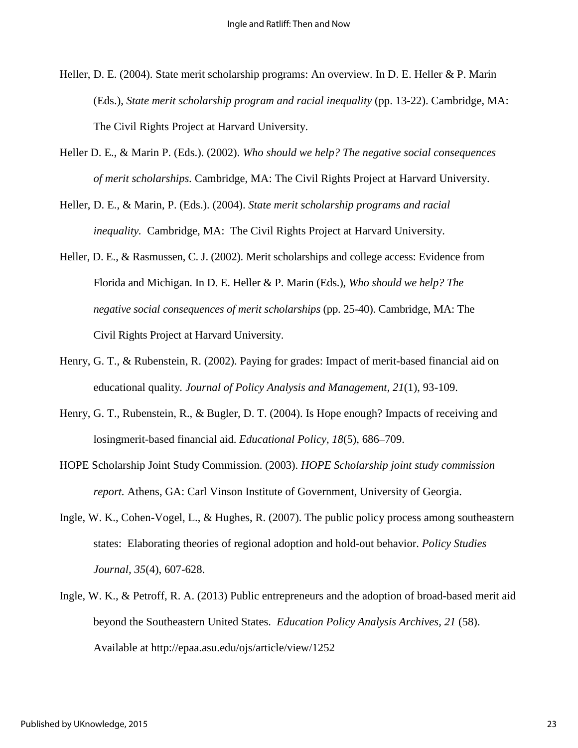Heller, D. E. (2004). State merit scholarship programs: An overview. In D. E. Heller & P. Marin (Eds.), *State merit scholarship program and racial inequality* (pp. 13-22). Cambridge, MA: The Civil Rights Project at Harvard University.

Heller D. E., & Marin P. (Eds.). (2002). *Who should we help? The negative social consequences of merit scholarships.* Cambridge, MA: The Civil Rights Project at Harvard University.

Heller, D. E., & Marin, P. (Eds.). (2004). *State merit scholarship programs and racial inequality.* Cambridge, MA: The Civil Rights Project at Harvard University.

Heller, D. E., & Rasmussen, C. J. (2002). Merit scholarships and college access: Evidence from Florida and Michigan. In D. E. Heller & P. Marin (Eds.), *Who should we help? The negative social consequences of merit scholarships* (pp. 25-40). Cambridge, MA: The Civil Rights Project at Harvard University.

Henry, G. T., & Rubenstein, R. (2002). Paying for grades: Impact of merit-based financial aid on educational quality. *Journal of Policy Analysis and Management, 21*(1), 93-109.

Henry, G. T., Rubenstein, R., & Bugler, D. T. (2004). Is Hope enough? Impacts of receiving and losingmerit-based financial aid. *Educational Policy, 18*(5), 686–709.

HOPE Scholarship Joint Study Commission. (2003). *HOPE Scholarship joint study commission report.* Athens, GA: Carl Vinson Institute of Government, University of Georgia.

Ingle, W. K., Cohen-Vogel, L., & Hughes, R. (2007). The public policy process among southeastern states: Elaborating theories of regional adoption and hold-out behavior. *Policy Studies Journal, 35*(4), 607-628.

Ingle, W. K., & Petroff, R. A. (2013) Public entrepreneurs and the adoption of broad-based merit aid beyond the Southeastern United States. *Education Policy Analysis Archives, 21* (58). Available at http://epaa.asu.edu/ojs/article/view/1252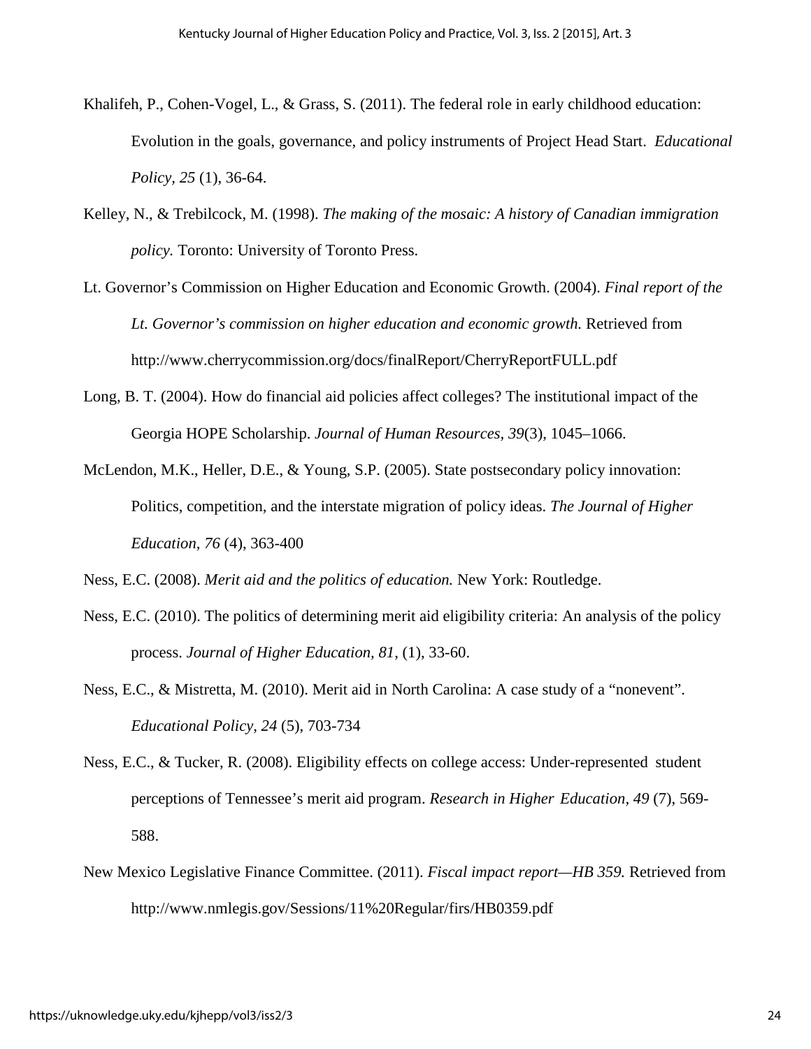Khalifeh, P., Cohen-Vogel, L., & Grass, S. (2011). The federal role in early childhood education: Evolution in the goals, governance, and policy instruments of Project Head Start. *Educational Policy, 25* (1), 36-64.

Kelley, N., & Trebilcock, M. (1998). *The making of the mosaic: A history of Canadian immigration policy.* Toronto: University of Toronto Press.

Lt. Governor's Commission on Higher Education and Economic Growth. (2004). *Final report of the Lt. Governor's commission on higher education and economic growth.* Retrieved from http://www.cherrycommission.org/docs/finalReport/CherryReportFULL.pdf

Long, B. T. (2004). How do financial aid policies affect colleges? The institutional impact of the Georgia HOPE Scholarship. *Journal of Human Resources*, *39*(3), 1045–1066.

McLendon, M.K., Heller, D.E., & Young, S.P. (2005). State postsecondary policy innovation: Politics, competition, and the interstate migration of policy ideas. *The Journal of Higher Education, 76* (4), 363-400

Ness, E.C. (2008). *Merit aid and the politics of education.* New York: Routledge.

Ness, E.C. (2010). The politics of determining merit aid eligibility criteria: An analysis of the policy process. *Journal of Higher Education, 81*, (1), 33-60.

Ness, E.C., & Mistretta, M. (2010). Merit aid in North Carolina: A case study of a "nonevent". *Educational Policy, 24* (5), 703-734

Ness, E.C., & Tucker, R. (2008). Eligibility effects on college access: Under-represented student perceptions of Tennessee's merit aid program. *Research in Higher Education, 49* (7), 569-588.

New Mexico Legislative Finance Committee. (2011). *Fiscal impact report—HB 359.* Retrieved from http://www.nmlegis.gov/Sessions/11%20Regular/firs/HB0359.pdf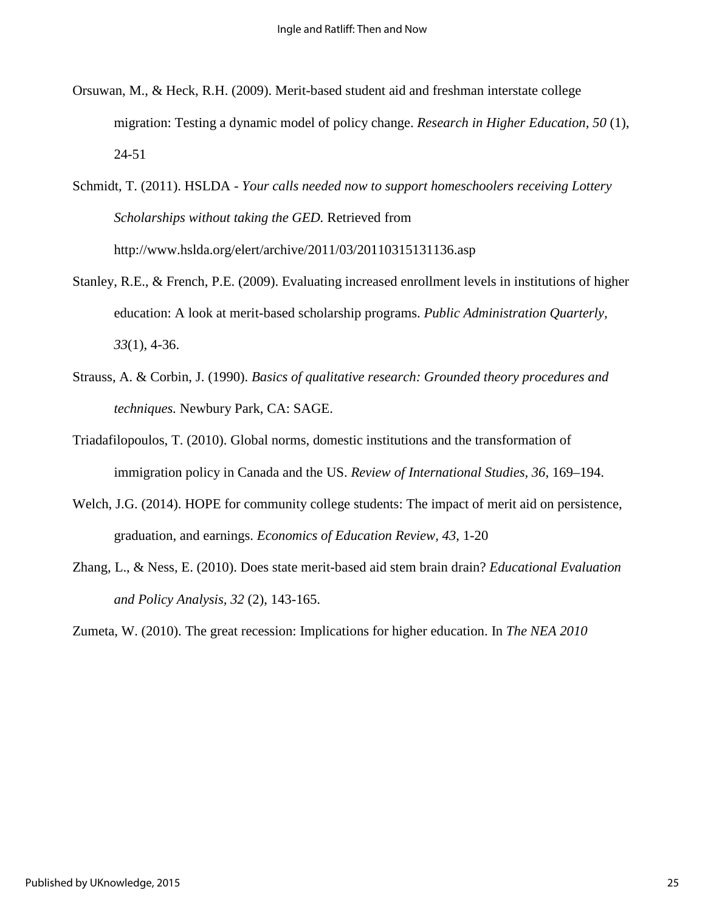Orsuwan, M., & Heck, R.H. (2009). Merit-based student aid and freshman interstate college migration: Testing a dynamic model of policy change. *Research in Higher Education, 50* (1), 24-51

Schmidt, T. (2011). HSLDA - *Your calls needed now to support homeschoolers receiving Lottery Scholarships without taking the GED.* Retrieved from http://www.hslda.org/elert/archive/2011/03/20110315131136.asp

Stanley, R.E., & French, P.E. (2009). Evaluating increased enrollment levels in institutions of higher education: A look at merit-based scholarship programs. *Public Administration Quarterly, 33*(1), 4-36.

Strauss, A. & Corbin, J. (1990). *Basics of qualitative research: Grounded theory procedures and techniques.* Newbury Park, CA: SAGE.

Triadafilopoulos, T. (2010). Global norms, domestic institutions and the transformation of immigration policy in Canada and the US. *Review of International Studies, 36,* 169–194.

Welch, J.G. (2014). HOPE for community college students: The impact of merit aid on persistence, graduation, and earnings. *Economics of Education Review, 43*, 1-20

Zhang, L., & Ness, E. (2010). Does state merit-based aid stem brain drain? *Educational Evaluation and Policy Analysis, 32* (2), 143-165.

Zumeta, W. (2010). The great recession: Implications for higher education. In *The NEA 2010*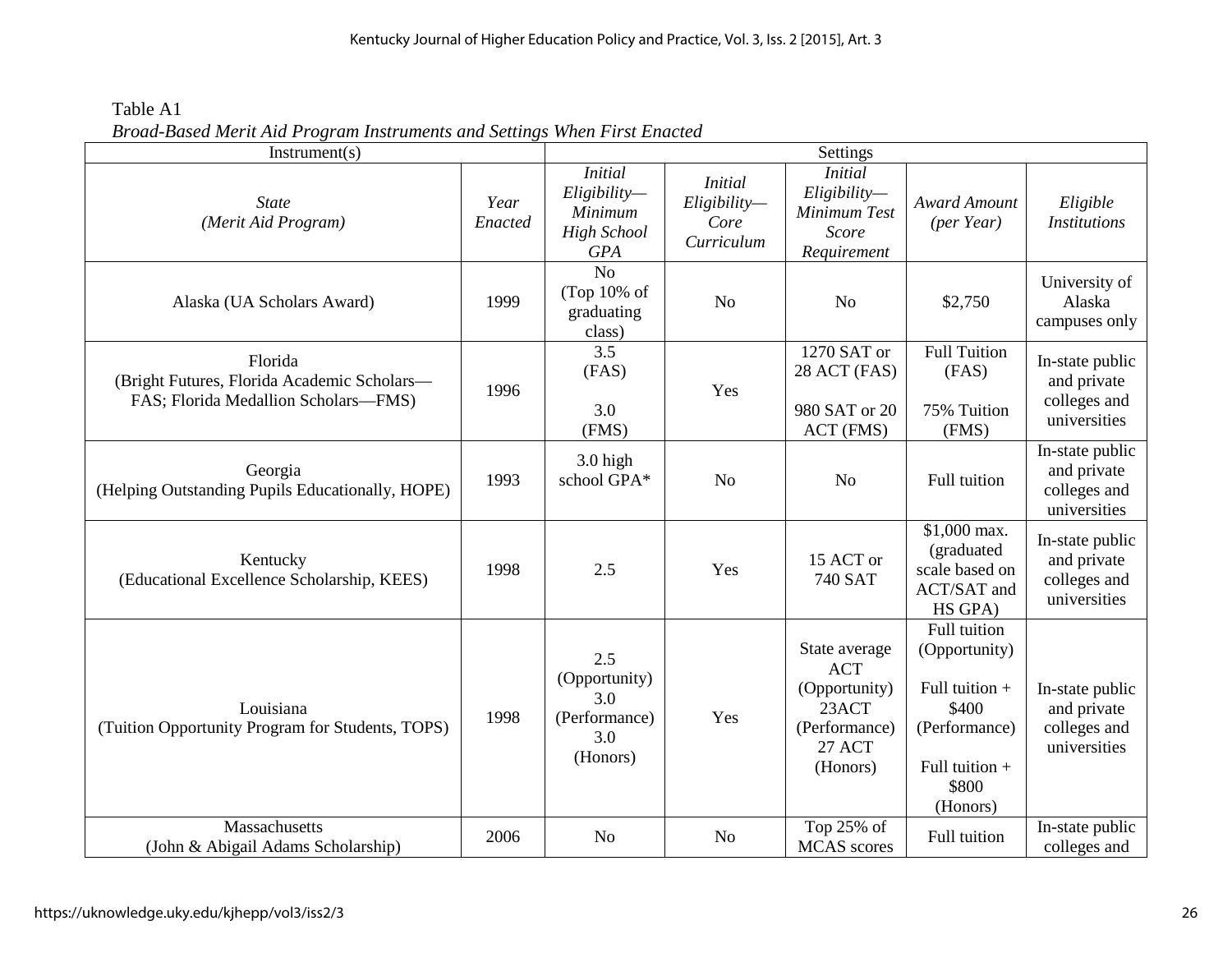Table A1

*Broad-Based Merit Aid Program Instruments and Settings When First Enacted*

| Instrument(s) | | Settings | | | | |
|---|---|---|---|---|---|---|
| *State (Merit Aid Program)* | *Year Enacted* | *Initial Eligibility—Minimum High School GPA* | *Initial Eligibility—Core Curriculum* | *Initial Eligibility—Minimum Test Score Requirement* | *Award Amount (per Year)* | *Eligible Institutions* |
| Alaska (UA Scholars Award) | 1999 | No (Top 10% of graduating class) | No | No | \$2,750 | University of Alaska campuses only |
| Florida (Bright Futures, Florida Academic Scholars—FAS; Florida Medallion Scholars—FMS) | 1996 | 3.5 (FAS)<br><br>3.0 (FMS) | Yes | 1270 SAT or 28 ACT (FAS)<br><br>980 SAT or 20 ACT (FMS) | Full Tuition (FAS)<br><br>75% Tuition (FMS) | In-state public and private colleges and universities |
| Georgia (Helping Outstanding Pupils Educationally, HOPE) | 1993 | 3.0 high school GPA* | No | No | Full tuition | In-state public and private colleges and universities |
| Kentucky (Educational Excellence Scholarship, KEES) | 1998 | 2.5 | Yes | 15 ACT or 740 SAT | \$1,000 max. (graduated scale based on ACT/SAT and HS GPA) | In-state public and private colleges and universities |
| Louisiana (Tuition Opportunity Program for Students, TOPS) | 1998 | 2.5 (Opportunity)<br>3.0 (Performance)<br>3.0 (Honors) | Yes | State average ACT (Opportunity)<br>23ACT (Performance)<br>27 ACT (Honors) | Full tuition (Opportunity)<br><br>Full tuition + \$400 (Performance)<br><br>Full tuition + \$800 (Honors) | In-state public and private colleges and universities |
| Massachusetts (John & Abigail Adams Scholarship) | 2006 | No | No | Top 25% of MCAS scores | Full tuition | In-state public colleges and |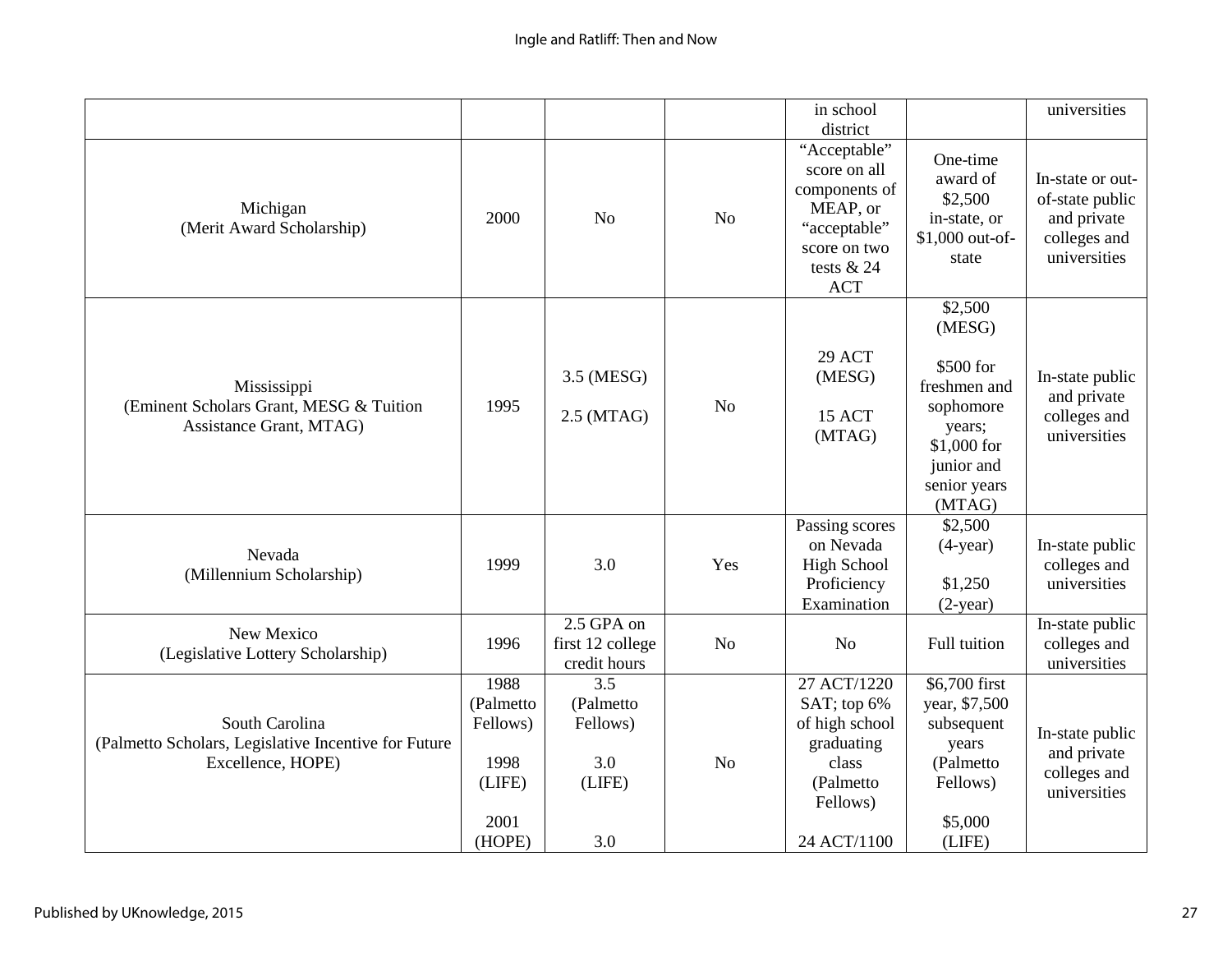| | | | | in school district | | universities |
|---|---|---|---|---|---|---|
| Michigan (Merit Award Scholarship) | 2000 | No | No | "Acceptable" score on all components of MEAP, or "acceptable" score on two tests & 24 ACT | One-time award of $2,500 in-state, or $1,000 out-of-state | In-state or out-of-state public and private colleges and universities |
| Mississippi (Eminent Scholars Grant, MESG & Tuition Assistance Grant, MTAG) | 1995 | 3.5 (MESG)<br><br>2.5 (MTAG) | No | 29 ACT (MESG)<br><br>15 ACT (MTAG) | $2,500 (MESG)<br><br>$500 for freshmen and sophomore years; $1,000 for junior and senior years (MTAG) | In-state public and private colleges and universities |
| Nevada (Millennium Scholarship) | 1999 | 3.0 | Yes | Passing scores on Nevada High School Proficiency Examination | $2,500 (4-year)<br><br>$1,250 (2-year) | In-state public colleges and universities |
| New Mexico (Legislative Lottery Scholarship) | 1996 | 2.5 GPA on first 12 college credit hours | No | No | Full tuition | In-state public colleges and universities |
| South Carolina (Palmetto Scholars, Legislative Incentive for Future Excellence, HOPE) | 1988 (Palmetto Fellows)<br><br>1998 (LIFE)<br><br>2001 (HOPE) | 3.5 (Palmetto Fellows)<br><br>3.0 (LIFE)<br><br>3.0 | No | 27 ACT/1220 SAT; top 6% of high school graduating class (Palmetto Fellows)<br><br>24 ACT/1100 | $6,700 first year, $7,500 subsequent years (Palmetto Fellows)<br><br>$5,000 (LIFE) | In-state public and private colleges and universities |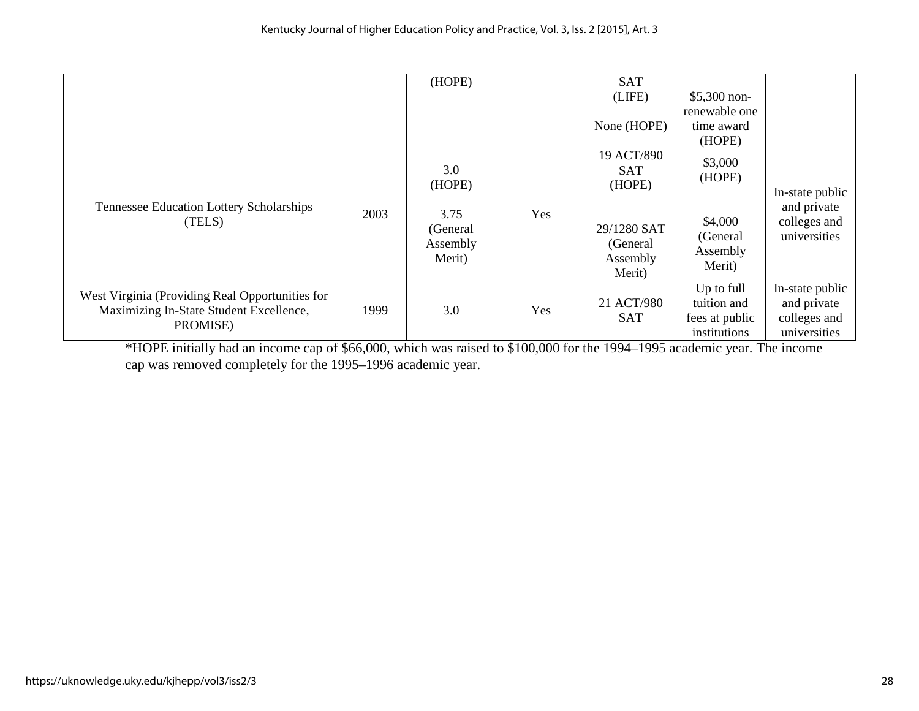| | | | | | | |
|---|---|---|---|---|---|---|
| | | (HOPE) | | SAT (LIFE)<br><br>None (HOPE) | $5,300 non-renewable one time award (HOPE) | |
| Tennessee Education Lottery Scholarships (TELS) | 2003 | 3.0 (HOPE)<br><br>3.75 (General Assembly Merit) | Yes | 19 ACT/890 SAT (HOPE)<br><br>29/1280 SAT (General Assembly Merit) | $3,000 (HOPE)<br><br>$4,000 (General Assembly Merit) | In-state public and private colleges and universities |
| West Virginia (Providing Real Opportunities for Maximizing In-State Student Excellence, PROMISE) | 1999 | 3.0 | Yes | 21 ACT/980 SAT | Up to full tuition and fees at public institutions | In-state public and private colleges and universities |

*HOPE initially had an income cap of $66,000, which was raised to $100,000 for the 1994–1995 academic year. The income cap was removed completely for the 1995–1996 academic year.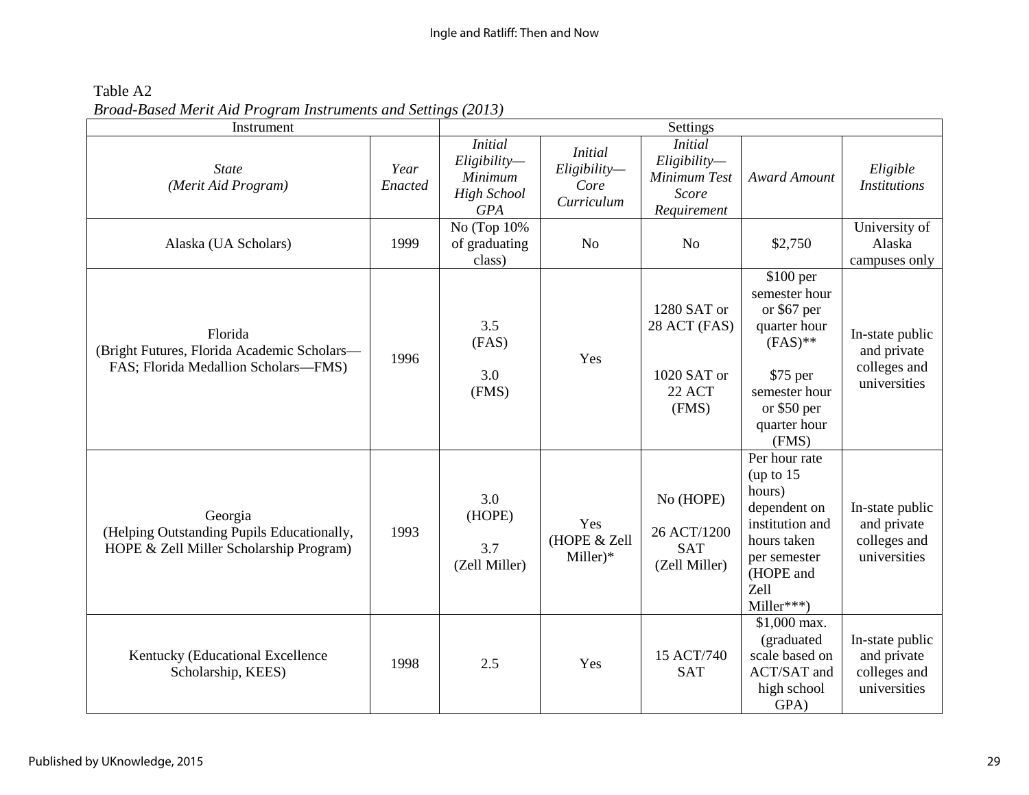Table A2

*Broad-Based Merit Aid Program Instruments and Settings (2013)*

| Instrument | | Settings | | | | |
|---|---|---|---|---|---|---|
| *State (Merit Aid Program)* | *Year Enacted* | *Initial Eligibility—Minimum High School GPA* | *Initial Eligibility—Core Curriculum* | *Initial Eligibility—Minimum Test Score Requirement* | *Award Amount* | *Eligible Institutions* |
| Alaska (UA Scholars) | 1999 | No (Top 10% of graduating class) | No | No | $2,750 | University of Alaska campuses only |
| Florida (Bright Futures, Florida Academic Scholars—FAS; Florida Medallion Scholars—FMS) | 1996 | 3.5 (FAS)<br><br>3.0 (FMS) | Yes | 1280 SAT or 28 ACT (FAS)<br><br>1020 SAT or 22 ACT (FMS) | $100 per semester hour or $67 per quarter hour (FAS)**<br><br>$75 per semester hour or $50 per quarter hour (FMS) | In-state public and private colleges and universities |
| Georgia (Helping Outstanding Pupils Educationally, HOPE & Zell Miller Scholarship Program) | 1993 | 3.0 (HOPE)<br><br>3.7 (Zell Miller) | Yes (HOPE & Zell Miller)* | No (HOPE)<br><br>26 ACT/1200 SAT (Zell Miller) | Per hour rate (up to 15 hours) dependent on institution and hours taken per semester (HOPE and Zell Miller***) | In-state public and private colleges and universities |
| Kentucky (Educational Excellence Scholarship, KEES) | 1998 | 2.5 | Yes | 15 ACT/740 SAT | $1,000 max. (graduated scale based on ACT/SAT and high school GPA) | In-state public and private colleges and universities |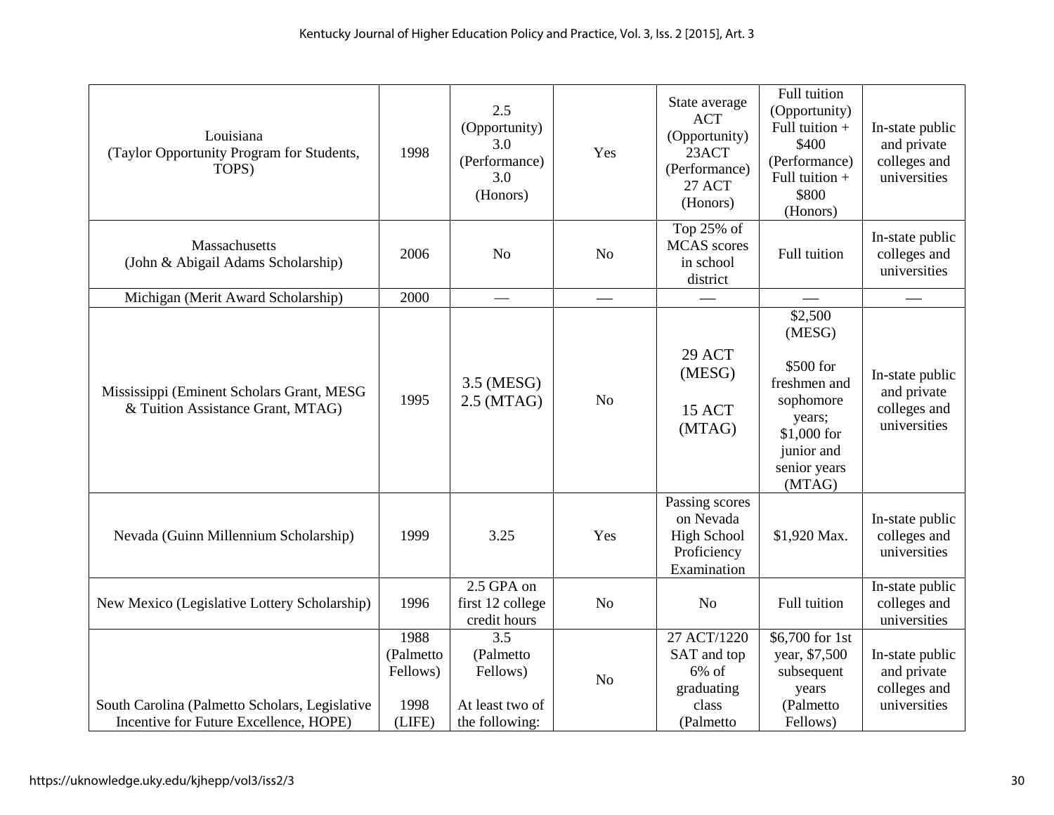| Louisiana (Taylor Opportunity Program for Students, TOPS) | 1998 | 2.5 (Opportunity) 3.0 (Performance) 3.0 (Honors) | Yes | State average ACT (Opportunity) 23ACT (Performance) 27 ACT (Honors) | Full tuition (Opportunity) Full tuition + $400 (Performance) Full tuition + $800 (Honors) | In-state public and private colleges and universities |
|---|---|---|---|---|---|---|
| Massachusetts (John & Abigail Adams Scholarship) | 2006 | No | No | Top 25% of MCAS scores in school district | Full tuition | In-state public colleges and universities |
| Michigan (Merit Award Scholarship) | 2000 | — | — | — | — | — |
| Mississippi (Eminent Scholars Grant, MESG & Tuition Assistance Grant, MTAG) | 1995 | 3.5 (MESG) 2.5 (MTAG) | No | 29 ACT (MESG) 15 ACT (MTAG) | $2,500 (MESG) $500 for freshmen and sophomore years; $1,000 for junior and senior years (MTAG) | In-state public and private colleges and universities |
| Nevada (Guinn Millennium Scholarship) | 1999 | 3.25 | Yes | Passing scores on Nevada High School Proficiency Examination | $1,920 Max. | In-state public colleges and universities |
| New Mexico (Legislative Lottery Scholarship) | 1996 | 2.5 GPA on first 12 college credit hours | No | No | Full tuition | In-state public colleges and universities |
| South Carolina (Palmetto Scholars, Legislative Incentive for Future Excellence, HOPE) | 1988 (Palmetto Fellows) 1998 (LIFE) | 3.5 (Palmetto Fellows) At least two of the following: | No | 27 ACT/1220 SAT and top 6% of graduating class (Palmetto | $6,700 for 1st year, $7,500 subsequent years (Palmetto Fellows) | In-state public and private colleges and universities |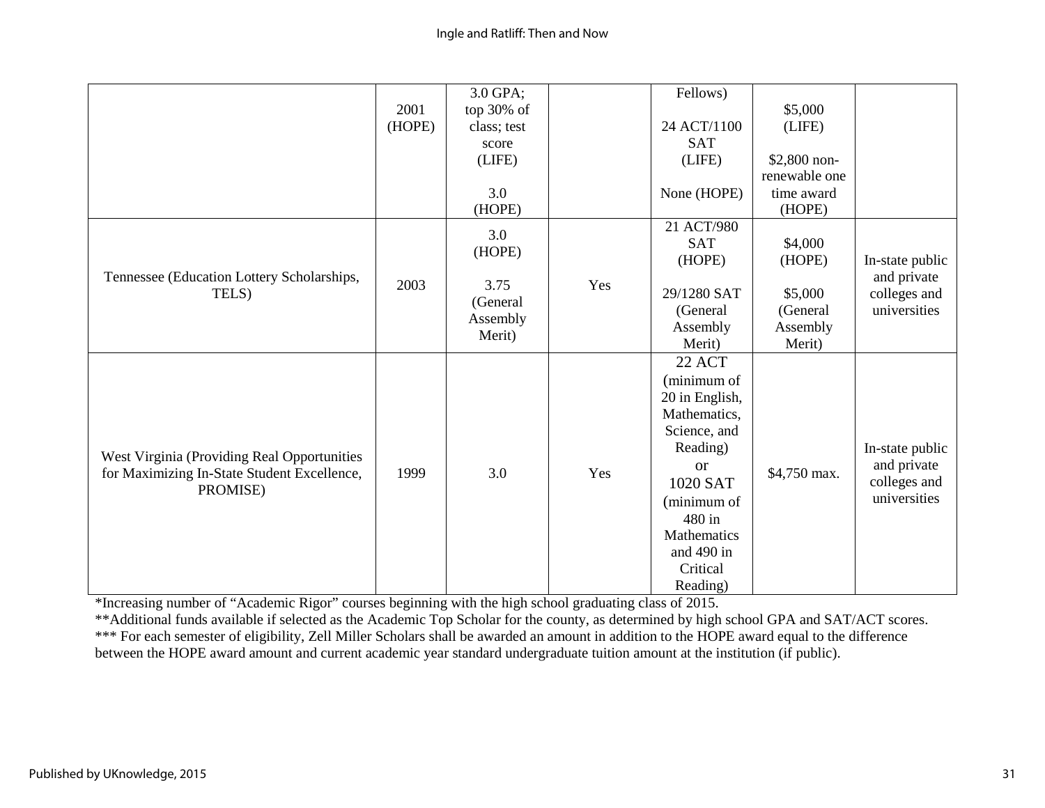| | | | | | | |
|---|---|---|---|---|---|---|
| | 2001 (HOPE) | 3.0 GPA; top 30% of class; test score (LIFE)<br><br>3.0 (HOPE) | | Fellows)<br><br>24 ACT/1100 SAT (LIFE)<br><br>None (HOPE) | \$5,000 (LIFE)<br><br>\$2,800 non-renewable one time award (HOPE) | |
| Tennessee (Education Lottery Scholarships, TELS) | 2003 | 3.0 (HOPE)<br><br>3.75 (General Assembly Merit) | Yes | 21 ACT/980 SAT (HOPE)<br><br>29/1280 SAT (General Assembly Merit) | \$4,000 (HOPE)<br><br>\$5,000 (General Assembly Merit) | In-state public and private colleges and universities |
| West Virginia (Providing Real Opportunities for Maximizing In-State Student Excellence, PROMISE) | 1999 | 3.0 | Yes | 22 ACT (minimum of 20 in English, Mathematics, Science, and Reading) or 1020 SAT (minimum of 480 in Mathematics and 490 in Critical Reading) | \$4,750 max. | In-state public and private colleges and universities |

*Increasing number of "Academic Rigor" courses beginning with the high school graduating class of 2015.

**Additional funds available if selected as the Academic Top Scholar for the county, as determined by high school GPA and SAT/ACT scores.

*** For each semester of eligibility, Zell Miller Scholars shall be awarded an amount in addition to the HOPE award equal to the difference between the HOPE award amount and current academic year standard undergraduate tuition amount at the institution (if public).